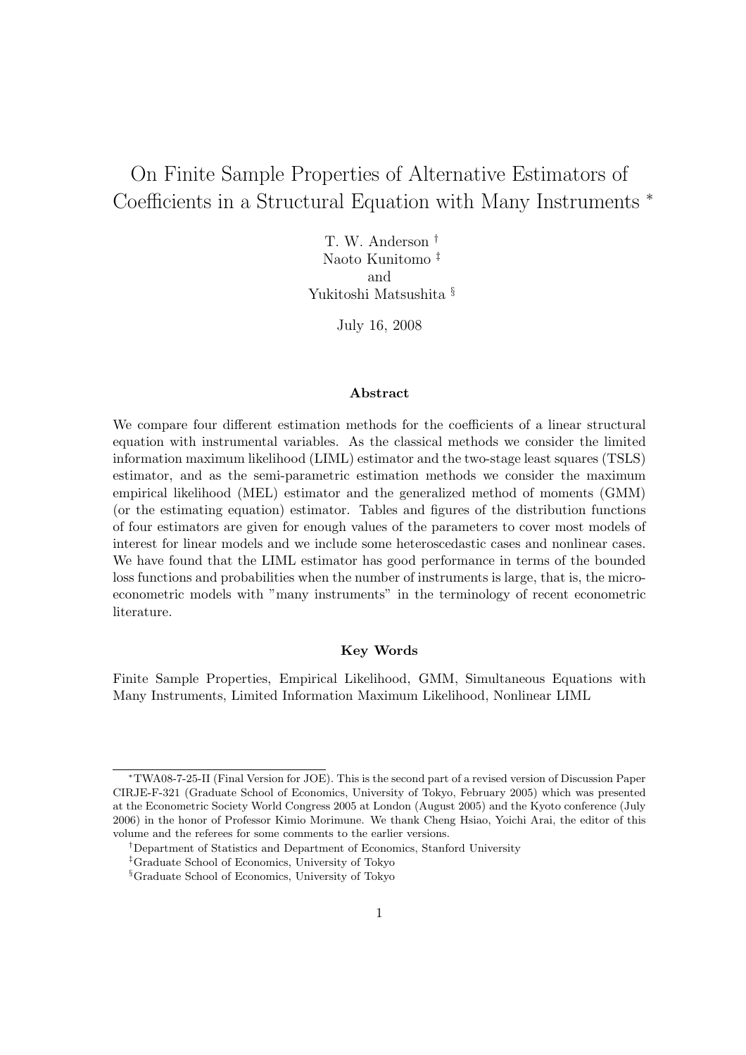# On Finite Sample Properties of Alternative Estimators of Coefficients in a Structural Equation with Many Instruments *

T. W. Anderson †
Naoto Kunitomo ‡
and
Yukitoshi Matsushita §

July 16, 2008

### Abstract

We compare four different estimation methods for the coefficients of a linear structural equation with instrumental variables. As the classical methods we consider the limited information maximum likelihood (LIML) estimator and the two-stage least squares (TSLS) estimator, and as the semi-parametric estimation methods we consider the maximum empirical likelihood (MEL) estimator and the generalized method of moments (GMM) (or the estimating equation) estimator. Tables and figures of the distribution functions of four estimators are given for enough values of the parameters to cover most models of interest for linear models and we include some heteroscedastic cases and nonlinear cases. We have found that the LIML estimator has good performance in terms of the bounded loss functions and probabilities when the number of instruments is large, that is, the micro-econometric models with "many instruments" in the terminology of recent econometric literature.

### Key Words

Finite Sample Properties, Empirical Likelihood, GMM, Simultaneous Equations with Many Instruments, Limited Information Maximum Likelihood, Nonlinear LIML

---

*TWA08-7-25-II (Final Version for JOE). This is the second part of a revised version of Discussion Paper CIRJE-F-321 (Graduate School of Economics, University of Tokyo, February 2005) which was presented at the Econometric Society World Congress 2005 at London (August 2005) and the Kyoto conference (July 2006) in the honor of Professor Kimio Morimune. We thank Cheng Hsiao, Yoichi Arai, the editor of this volume and the referees for some comments to the earlier versions.

†Department of Statistics and Department of Economics, Stanford University

‡Graduate School of Economics, University of Tokyo

§Graduate School of Economics, University of Tokyo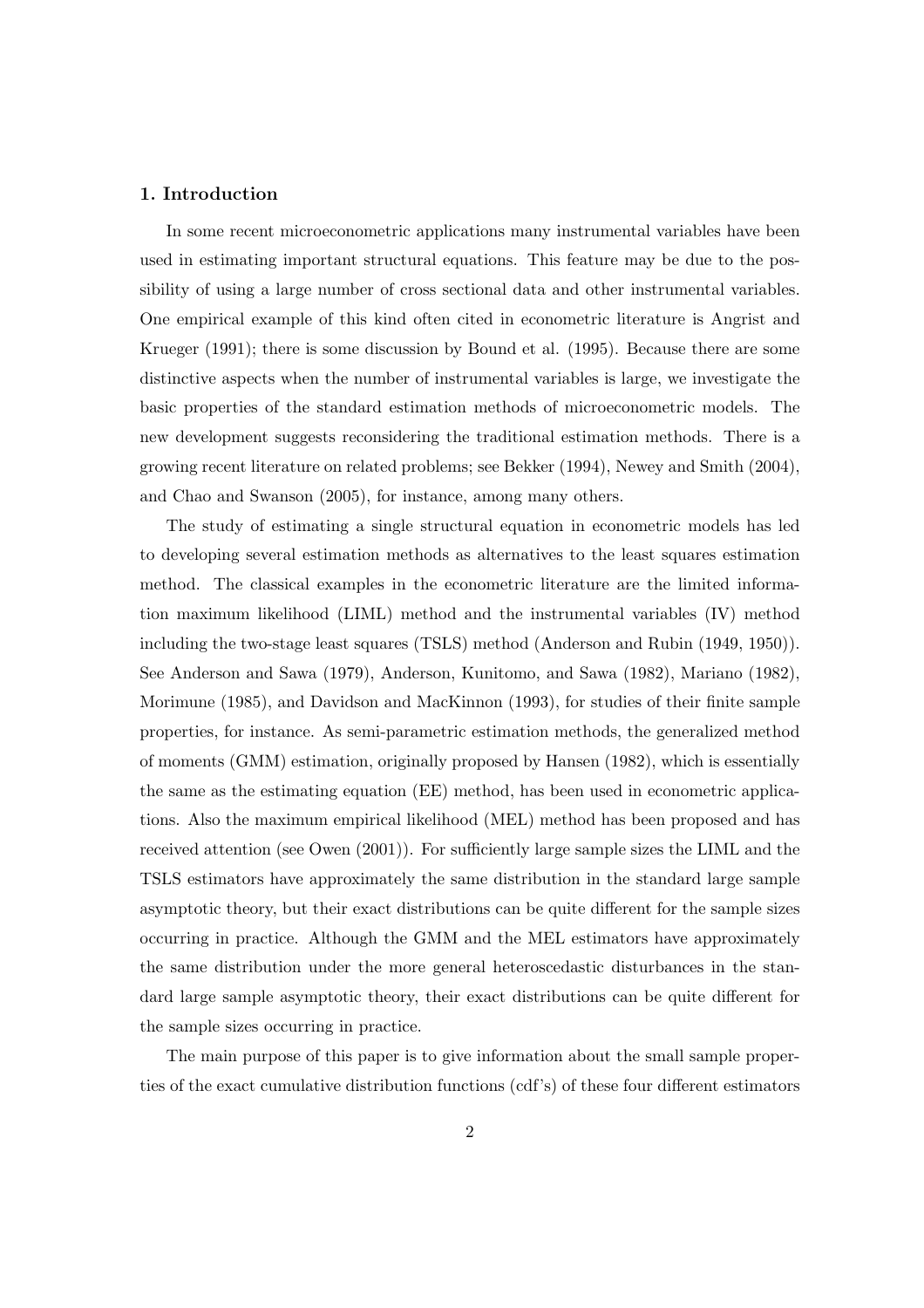## 1. Introduction

In some recent microeconometric applications many instrumental variables have been used in estimating important structural equations. This feature may be due to the possibility of using a large number of cross sectional data and other instrumental variables. One empirical example of this kind often cited in econometric literature is Angrist and Krueger (1991); there is some discussion by Bound et al. (1995). Because there are some distinctive aspects when the number of instrumental variables is large, we investigate the basic properties of the standard estimation methods of microeconometric models. The new development suggests reconsidering the traditional estimation methods. There is a growing recent literature on related problems; see Bekker (1994), Newey and Smith (2004), and Chao and Swanson (2005), for instance, among many others.

The study of estimating a single structural equation in econometric models has led to developing several estimation methods as alternatives to the least squares estimation method. The classical examples in the econometric literature are the limited information maximum likelihood (LIML) method and the instrumental variables (IV) method including the two-stage least squares (TSLS) method (Anderson and Rubin (1949, 1950)). See Anderson and Sawa (1979), Anderson, Kunitomo, and Sawa (1982), Mariano (1982), Morimune (1985), and Davidson and MacKinnon (1993), for studies of their finite sample properties, for instance. As semi-parametric estimation methods, the generalized method of moments (GMM) estimation, originally proposed by Hansen (1982), which is essentially the same as the estimating equation (EE) method, has been used in econometric applications. Also the maximum empirical likelihood (MEL) method has been proposed and has received attention (see Owen (2001)). For sufficiently large sample sizes the LIML and the TSLS estimators have approximately the same distribution in the standard large sample asymptotic theory, but their exact distributions can be quite different for the sample sizes occurring in practice. Although the GMM and the MEL estimators have approximately the same distribution under the more general heteroscedastic disturbances in the standard large sample asymptotic theory, their exact distributions can be quite different for the sample sizes occurring in practice.

The main purpose of this paper is to give information about the small sample properties of the exact cumulative distribution functions (cdf's) of these four different estimators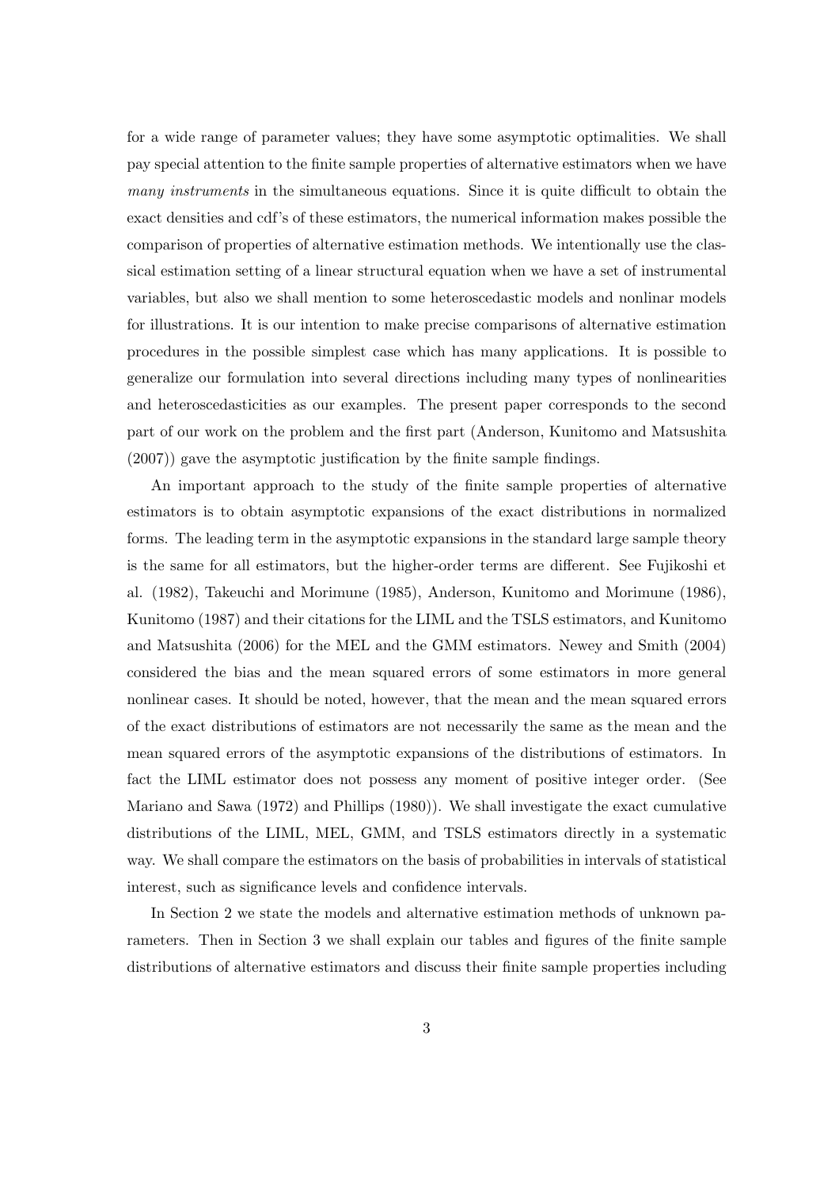for a wide range of parameter values; they have some asymptotic optimalities. We shall pay special attention to the finite sample properties of alternative estimators when we have *many instruments* in the simultaneous equations. Since it is quite difficult to obtain the exact densities and cdf's of these estimators, the numerical information makes possible the comparison of properties of alternative estimation methods. We intentionally use the classical estimation setting of a linear structural equation when we have a set of instrumental variables, but also we shall mention to some heteroscedastic models and nonlinar models for illustrations. It is our intention to make precise comparisons of alternative estimation procedures in the possible simplest case which has many applications. It is possible to generalize our formulation into several directions including many types of nonlinearities and heteroscedasticities as our examples. The present paper corresponds to the second part of our work on the problem and the first part (Anderson, Kunitomo and Matsushita (2007)) gave the asymptotic justification by the finite sample findings.

An important approach to the study of the finite sample properties of alternative estimators is to obtain asymptotic expansions of the exact distributions in normalized forms. The leading term in the asymptotic expansions in the standard large sample theory is the same for all estimators, but the higher-order terms are different. See Fujikoshi et al. (1982), Takeuchi and Morimune (1985), Anderson, Kunitomo and Morimune (1986), Kunitomo (1987) and their citations for the LIML and the TSLS estimators, and Kunitomo and Matsushita (2006) for the MEL and the GMM estimators. Newey and Smith (2004) considered the bias and the mean squared errors of some estimators in more general nonlinear cases. It should be noted, however, that the mean and the mean squared errors of the exact distributions of estimators are not necessarily the same as the mean and the mean squared errors of the asymptotic expansions of the distributions of estimators. In fact the LIML estimator does not possess any moment of positive integer order. (See Mariano and Sawa (1972) and Phillips (1980)). We shall investigate the exact cumulative distributions of the LIML, MEL, GMM, and TSLS estimators directly in a systematic way. We shall compare the estimators on the basis of probabilities in intervals of statistical interest, such as significance levels and confidence intervals.

In Section 2 we state the models and alternative estimation methods of unknown parameters. Then in Section 3 we shall explain our tables and figures of the finite sample distributions of alternative estimators and discuss their finite sample properties including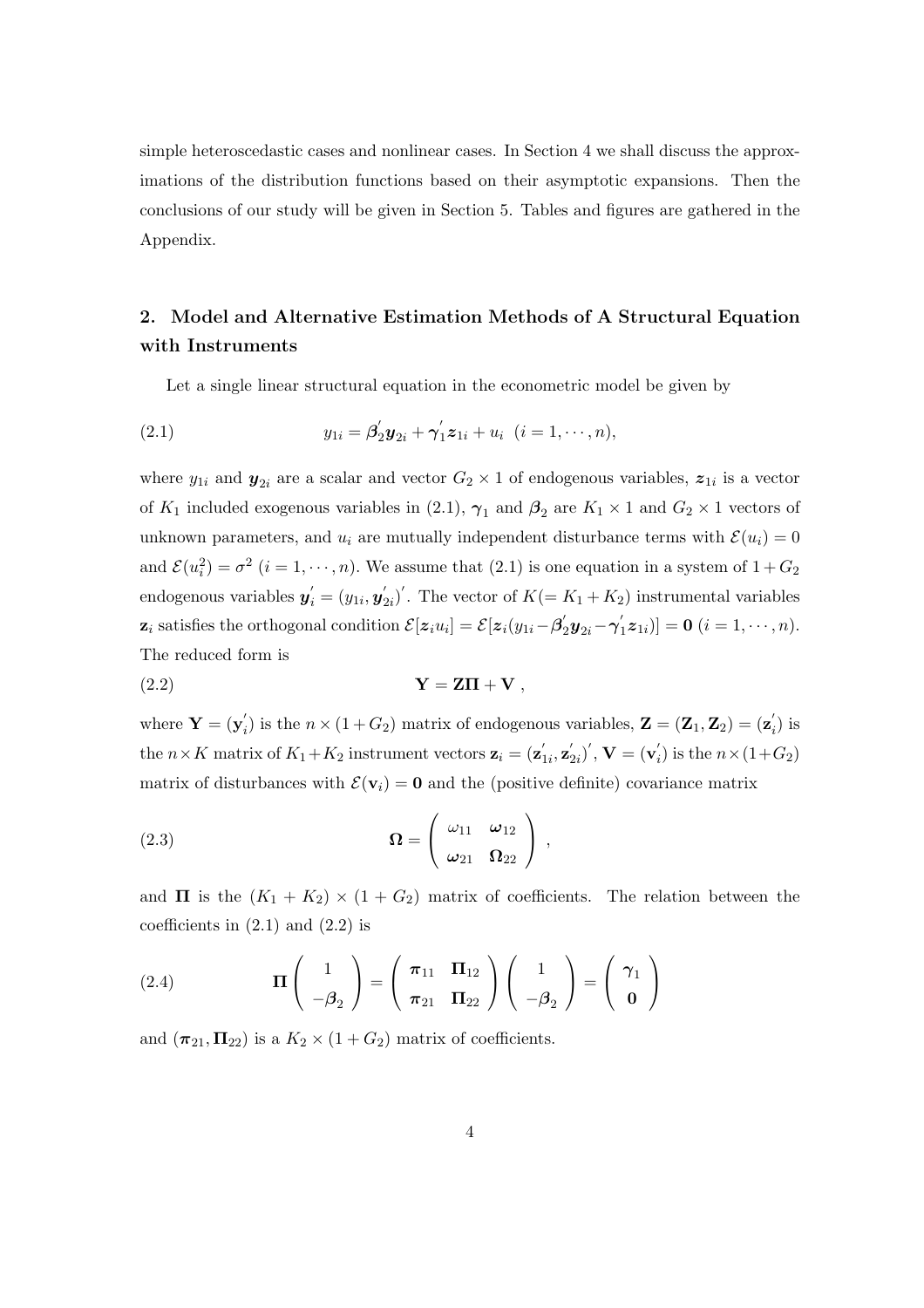simple heteroscedastic cases and nonlinear cases. In Section 4 we shall discuss the approximations of the distribution functions based on their asymptotic expansions. Then the conclusions of our study will be given in Section 5. Tables and figures are gathered in the Appendix.

## 2. Model and Alternative Estimation Methods of A Structural Equation with Instruments

Let a single linear structural equation in the econometric model be given by

$$y_{1i} = \boldsymbol{\beta}_2^{'} \boldsymbol{y}_{2i} + \boldsymbol{\gamma}_1^{'} \boldsymbol{z}_{1i} + u_i \quad (i = 1, \cdots, n), \tag{2.1}$$

where $y_{1i}$ and $\boldsymbol{y}_{2i}$ are a scalar and vector $G_2 \times 1$ of endogenous variables, $\boldsymbol{z}_{1i}$ is a vector of $K_1$ included exogenous variables in (2.1), $\boldsymbol{\gamma}_1$ and $\boldsymbol{\beta}_2$ are $K_1 \times 1$ and $G_2 \times 1$ vectors of unknown parameters, and $u_i$ are mutually independent disturbance terms with $\mathcal{E}(u_i) = 0$ and $\mathcal{E}(u_i^2) = \sigma^2$ $(i = 1, \cdots, n)$. We assume that (2.1) is one equation in a system of $1 + G_2$ endogenous variables $\boldsymbol{y}_i^{'} = (y_{1i}, \boldsymbol{y}_{2i}^{'})^{'}$. The vector of $K (= K_1 + K_2)$ instrumental variables $\mathbf{z}_i$ satisfies the orthogonal condition $\mathcal{E}[\boldsymbol{z}_i u_i] = \mathcal{E}[\boldsymbol{z}_i(y_{1i} - \boldsymbol{\beta}_2^{'}\boldsymbol{y}_{2i} - \boldsymbol{\gamma}_1^{'}\boldsymbol{z}_{1i})] = \mathbf{0}$ $(i = 1, \cdots, n)$. The reduced form is

$$\mathbf{Y} = \mathbf{Z}\mathbf{\Pi} + \mathbf{V} \ , \tag{2.2}$$

where $\mathbf{Y} = (\mathbf{y}_i^{'})$ is the $n \times (1 + G_2)$ matrix of endogenous variables, $\mathbf{Z} = (\mathbf{Z}_1, \mathbf{Z}_2) = (\mathbf{z}_i^{'})$ is the $n \times K$ matrix of $K_1 + K_2$ instrument vectors $\mathbf{z}_i = (\mathbf{z}_{1i}^{'}, \mathbf{z}_{2i}^{'})^{'}$, $\mathbf{V} = (\mathbf{v}_i^{'})$ is the $n \times (1 + G_2)$ matrix of disturbances with $\mathcal{E}(\mathbf{v}_i) = \mathbf{0}$ and the (positive definite) covariance matrix

$$\mathbf{\Omega} = \begin{pmatrix} \omega_{11} & \boldsymbol{\omega}_{12} \\ \boldsymbol{\omega}_{21} & \mathbf{\Omega}_{22} \end{pmatrix} \ , \tag{2.3}$$

and $\mathbf{\Pi}$ is the $(K_1 + K_2) \times (1 + G_2)$ matrix of coefficients. The relation between the coefficients in (2.1) and (2.2) is

$$\mathbf{\Pi} \begin{pmatrix} 1 \\ -\boldsymbol{\beta}_2 \end{pmatrix} = \begin{pmatrix} \boldsymbol{\pi}_{11} & \mathbf{\Pi}_{12} \\ \boldsymbol{\pi}_{21} & \mathbf{\Pi}_{22} \end{pmatrix} \begin{pmatrix} 1 \\ -\boldsymbol{\beta}_2 \end{pmatrix} = \begin{pmatrix} \boldsymbol{\gamma}_1 \\ \mathbf{0} \end{pmatrix} \tag{2.4}$$

and $(\boldsymbol{\pi}_{21}, \mathbf{\Pi}_{22})$ is a $K_2 \times (1 + G_2)$ matrix of coefficients.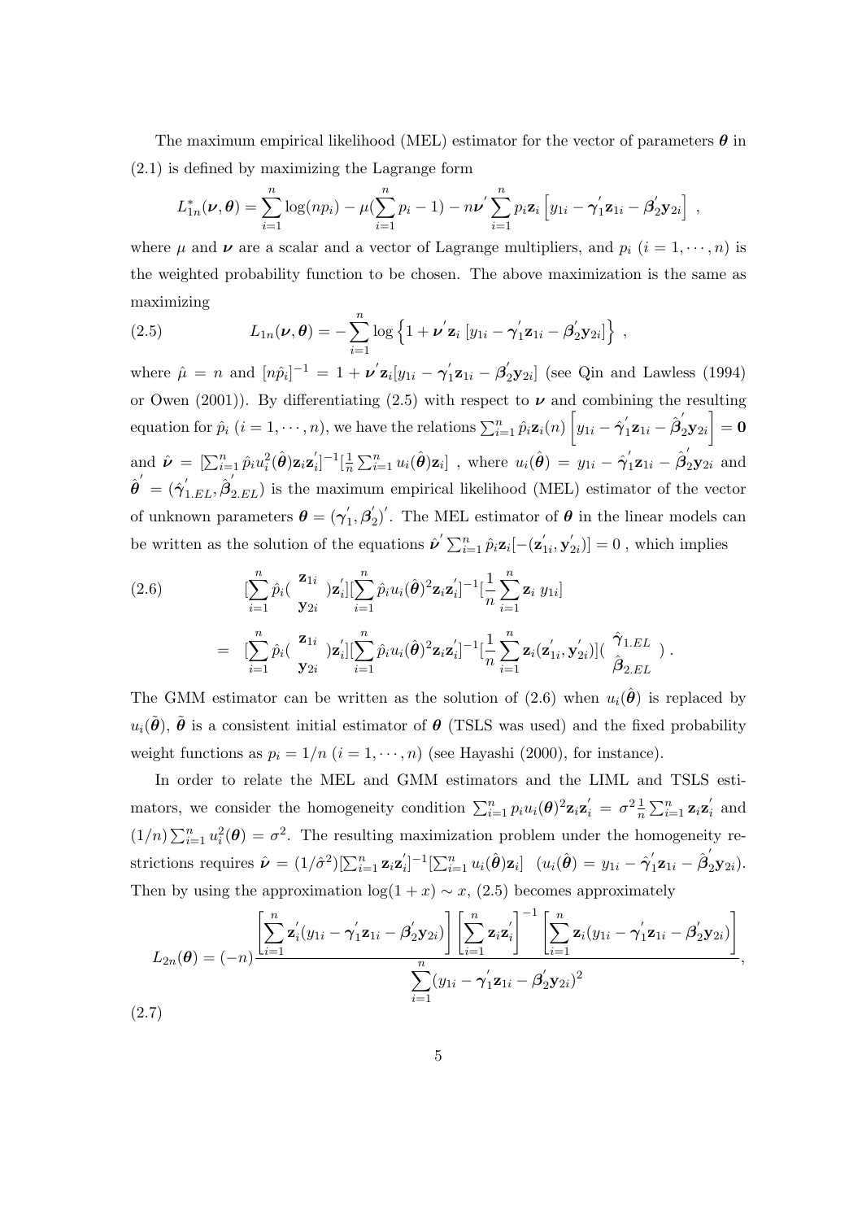The maximum empirical likelihood (MEL) estimator for the vector of parameters $\boldsymbol{\theta}$ in (2.1) is defined by maximizing the Lagrange form

$$L_{1n}^*(\boldsymbol{\nu}, \boldsymbol{\theta}) = \sum_{i=1}^n \log(np_i) - \mu(\sum_{i=1}^n p_i - 1) - n\boldsymbol{\nu}' \sum_{i=1}^n p_i \mathbf{z}_i \left[ y_{1i} - \boldsymbol{\gamma}_1' \mathbf{z}_{1i} - \boldsymbol{\beta}_2' \mathbf{y}_{2i} \right] ,$$

where $\mu$ and $\boldsymbol{\nu}$ are a scalar and a vector of Lagrange multipliers, and $p_i$ ($i = 1, \cdots, n$) is the weighted probability function to be chosen. The above maximization is the same as maximizing

$$L_{1n}(\boldsymbol{\nu}, \boldsymbol{\theta}) = -\sum_{i=1}^n \log \left\{ 1 + \boldsymbol{\nu}' \mathbf{z}_i \left[ y_{1i} - \boldsymbol{\gamma}_1' \mathbf{z}_{1i} - \boldsymbol{\beta}_2' \mathbf{y}_{2i} \right] \right\} , \tag{2.5}$$

where $\hat{\mu} = n$ and $[n\hat{p}_i]^{-1} = 1 + \boldsymbol{\nu}' \mathbf{z}_i [y_{1i} - \boldsymbol{\gamma}_1' \mathbf{z}_{1i} - \boldsymbol{\beta}_2' \mathbf{y}_{2i}]$ (see Qin and Lawless (1994) or Owen (2001)). By differentiating (2.5) with respect to $\boldsymbol{\nu}$ and combining the resulting equation for $\hat{p}_i$ ($i = 1, \cdots, n$), we have the relations $\sum_{i=1}^n \hat{p}_i \mathbf{z}_i(n) \left[ y_{1i} - \hat{\boldsymbol{\gamma}}_1' \mathbf{z}_{1i} - \hat{\boldsymbol{\beta}}_2' \mathbf{y}_{2i} \right] = \mathbf{0}$ and $\hat{\boldsymbol{\nu}} = [\sum_{i=1}^n \hat{p}_i u_i^2(\hat{\boldsymbol{\theta}}) \mathbf{z}_i \mathbf{z}_i']^{-1} [\frac{1}{n} \sum_{i=1}^n u_i(\hat{\boldsymbol{\theta}}) \mathbf{z}_i]$ , where $u_i(\hat{\boldsymbol{\theta}}) = y_{1i} - \hat{\boldsymbol{\gamma}}_1' \mathbf{z}_{1i} - \hat{\boldsymbol{\beta}}_2' \mathbf{y}_{2i}$ and $\hat{\boldsymbol{\theta}}' = (\hat{\boldsymbol{\gamma}}_{1.EL}', \hat{\boldsymbol{\beta}}_{2.EL}')$ is the maximum empirical likelihood (MEL) estimator of the vector of unknown parameters $\boldsymbol{\theta} = (\boldsymbol{\gamma}_1', \boldsymbol{\beta}_2')'$. The MEL estimator of $\boldsymbol{\theta}$ in the linear models can be written as the solution of the equations $\hat{\boldsymbol{\nu}}' \sum_{i=1}^n \hat{p}_i \mathbf{z}_i [-(\mathbf{z}_{1i}', \mathbf{y}_{2i}')] = 0$ , which implies

$$\begin{aligned} & [\sum_{i=1}^n \hat{p}_i \begin{pmatrix} \mathbf{z}_{1i} \\ \mathbf{y}_{2i} \end{pmatrix} \mathbf{z}_i'] [\sum_{i=1}^n \hat{p}_i u_i(\hat{\boldsymbol{\theta}})^2 \mathbf{z}_i \mathbf{z}_i']^{-1} [\frac{1}{n} \sum_{i=1}^n \mathbf{z}_i \, y_{1i}] \\ = \; & [\sum_{i=1}^n \hat{p}_i \begin{pmatrix} \mathbf{z}_{1i} \\ \mathbf{y}_{2i} \end{pmatrix} \mathbf{z}_i'] [\sum_{i=1}^n \hat{p}_i u_i(\hat{\boldsymbol{\theta}})^2 \mathbf{z}_i \mathbf{z}_i']^{-1} [\frac{1}{n} \sum_{i=1}^n \mathbf{z}_i (\mathbf{z}_{1i}', \mathbf{y}_{2i}')] \begin{pmatrix} \hat{\boldsymbol{\gamma}}_{1.EL} \\ \hat{\boldsymbol{\beta}}_{2.EL} \end{pmatrix} . \end{aligned} \tag{2.6}$$

The GMM estimator can be written as the solution of (2.6) when $u_i(\hat{\boldsymbol{\theta}})$ is replaced by $u_i(\tilde{\boldsymbol{\theta}})$, $\tilde{\boldsymbol{\theta}}$ is a consistent initial estimator of $\boldsymbol{\theta}$ (TSLS was used) and the fixed probability weight functions as $p_i = 1/n$ ($i = 1, \cdots, n$) (see Hayashi (2000), for instance).

In order to relate the MEL and GMM estimators and the LIML and TSLS estimators, we consider the homogeneity condition $\sum_{i=1}^n p_i u_i(\boldsymbol{\theta})^2 \mathbf{z}_i \mathbf{z}_i' = \sigma^2 \frac{1}{n} \sum_{i=1}^n \mathbf{z}_i \mathbf{z}_i'$ and $(1/n) \sum_{i=1}^n u_i^2(\boldsymbol{\theta}) = \sigma^2$. The resulting maximization problem under the homogeneity restrictions requires $\hat{\boldsymbol{\nu}} = (1/\hat{\sigma}^2) [\sum_{i=1}^n \mathbf{z}_i \mathbf{z}_i']^{-1} [\sum_{i=1}^n u_i(\hat{\boldsymbol{\theta}}) \mathbf{z}_i]$ $\;(u_i(\hat{\boldsymbol{\theta}}) = y_{1i} - \hat{\boldsymbol{\gamma}}_1' \mathbf{z}_{1i} - \hat{\boldsymbol{\beta}}_2' \mathbf{y}_{2i})$. Then by using the approximation $\log(1 + x) \sim x$, (2.5) becomes approximately

$$L_{2n}(\boldsymbol{\theta}) = (-n) \frac{\left[ \sum_{i=1}^n \mathbf{z}_i' (y_{1i} - \boldsymbol{\gamma}_1' \mathbf{z}_{1i} - \boldsymbol{\beta}_2' \mathbf{y}_{2i}) \right] \left[ \sum_{i=1}^n \mathbf{z}_i \mathbf{z}_i' \right]^{-1} \left[ \sum_{i=1}^n \mathbf{z}_i (y_{1i} - \boldsymbol{\gamma}_1' \mathbf{z}_{1i} - \boldsymbol{\beta}_2' \mathbf{y}_{2i}) \right]}{\sum_{i=1}^n (y_{1i} - \boldsymbol{\gamma}_1' \mathbf{z}_{1i} - \boldsymbol{\beta}_2' \mathbf{y}_{2i})^2}, \tag{2.7}$$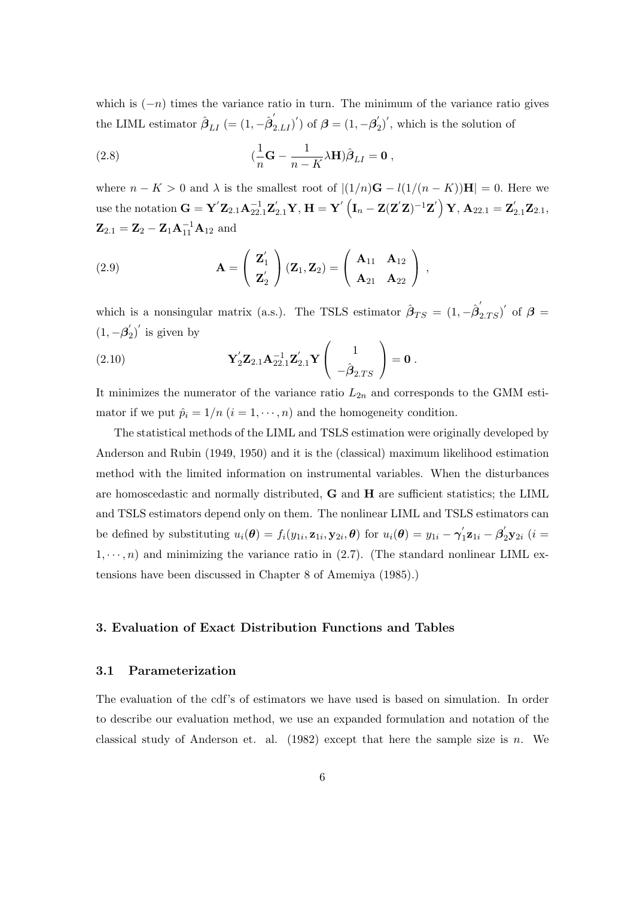which is $(-n)$ times the variance ratio in turn. The minimum of the variance ratio gives the LIML estimator $\hat{\boldsymbol{\beta}}_{LI}$ $(= (1, -\hat{\boldsymbol{\beta}}_{2.LI}^{'})^{'})$ of $\boldsymbol{\beta} = (1, -\boldsymbol{\beta}_2^{'})^{'}$, which is the solution of

$$
(2.8) \qquad (\frac{1}{n}\mathbf{G} - \frac{1}{n-K}\lambda\mathbf{H})\hat{\boldsymbol{\beta}}_{LI} = \mathbf{0}\ ,
$$

where $n - K > 0$ and $\lambda$ is the smallest root of $|(1/n)\mathbf{G} - l(1/(n-K))\mathbf{H}| = 0$. Here we use the notation $\mathbf{G} = \mathbf{Y}^{'}\mathbf{Z}_{2.1}\mathbf{A}_{22.1}^{-1}\mathbf{Z}_{2.1}^{'}\mathbf{Y}$, $\mathbf{H} = \mathbf{Y}^{'}\left(\mathbf{I}_n - \mathbf{Z}(\mathbf{Z}^{'}\mathbf{Z})^{-1}\mathbf{Z}^{'}\right)\mathbf{Y}$, $\mathbf{A}_{22.1} = \mathbf{Z}_{2.1}^{'}\mathbf{Z}_{2.1}$, $\mathbf{Z}_{2.1} = \mathbf{Z}_2 - \mathbf{Z}_1\mathbf{A}_{11}^{-1}\mathbf{A}_{12}$ and

$$
(2.9) \qquad \mathbf{A} = \begin{pmatrix} \mathbf{Z}_1^{'} \\ \mathbf{Z}_2^{'} \end{pmatrix} (\mathbf{Z}_1, \mathbf{Z}_2) = \begin{pmatrix} \mathbf{A}_{11} & \mathbf{A}_{12} \\ \mathbf{A}_{21} & \mathbf{A}_{22} \end{pmatrix}\ ,
$$

which is a nonsingular matrix (a.s.). The TSLS estimator $\hat{\boldsymbol{\beta}}_{TS} = (1, -\hat{\boldsymbol{\beta}}_{2.TS}^{'})^{'}$ of $\boldsymbol{\beta} = (1, -\boldsymbol{\beta}_2^{'})^{'}$ is given by

$$
(2.10) \qquad \mathbf{Y}_2^{'}\mathbf{Z}_{2.1}\mathbf{A}_{22.1}^{-1}\mathbf{Z}_{2.1}^{'}\mathbf{Y}\begin{pmatrix} 1 \\ -\hat{\boldsymbol{\beta}}_{2.TS} \end{pmatrix} = \mathbf{0}\ .
$$

It minimizes the numerator of the variance ratio $L_{2n}$ and corresponds to the GMM estimator if we put $\hat{p}_i = 1/n$ $(i = 1, \cdots, n)$ and the homogeneity condition.

The statistical methods of the LIML and TSLS estimation were originally developed by Anderson and Rubin (1949, 1950) and it is the (classical) maximum likelihood estimation method with the limited information on instrumental variables. When the disturbances are homoscedastic and normally distributed, $\mathbf{G}$ and $\mathbf{H}$ are sufficient statistics; the LIML and TSLS estimators depend only on them. The nonlinear LIML and TSLS estimators can be defined by substituting $u_i(\boldsymbol{\theta}) = f_i(y_{1i}, \mathbf{z}_{1i}, \mathbf{y}_{2i}, \boldsymbol{\theta})$ for $u_i(\boldsymbol{\theta}) = y_{1i} - \boldsymbol{\gamma}_1^{'}\mathbf{z}_{1i} - \boldsymbol{\beta}_2^{'}\mathbf{y}_{2i}$ $(i = 1, \cdots, n)$ and minimizing the variance ratio in (2.7). (The standard nonlinear LIML extensions have been discussed in Chapter 8 of Amemiya (1985).)

## 3. Evaluation of Exact Distribution Functions and Tables

### 3.1 Parameterization

The evaluation of the cdf's of estimators we have used is based on simulation. In order to describe our evaluation method, we use an expanded formulation and notation of the classical study of Anderson et. al. (1982) except that here the sample size is $n$. We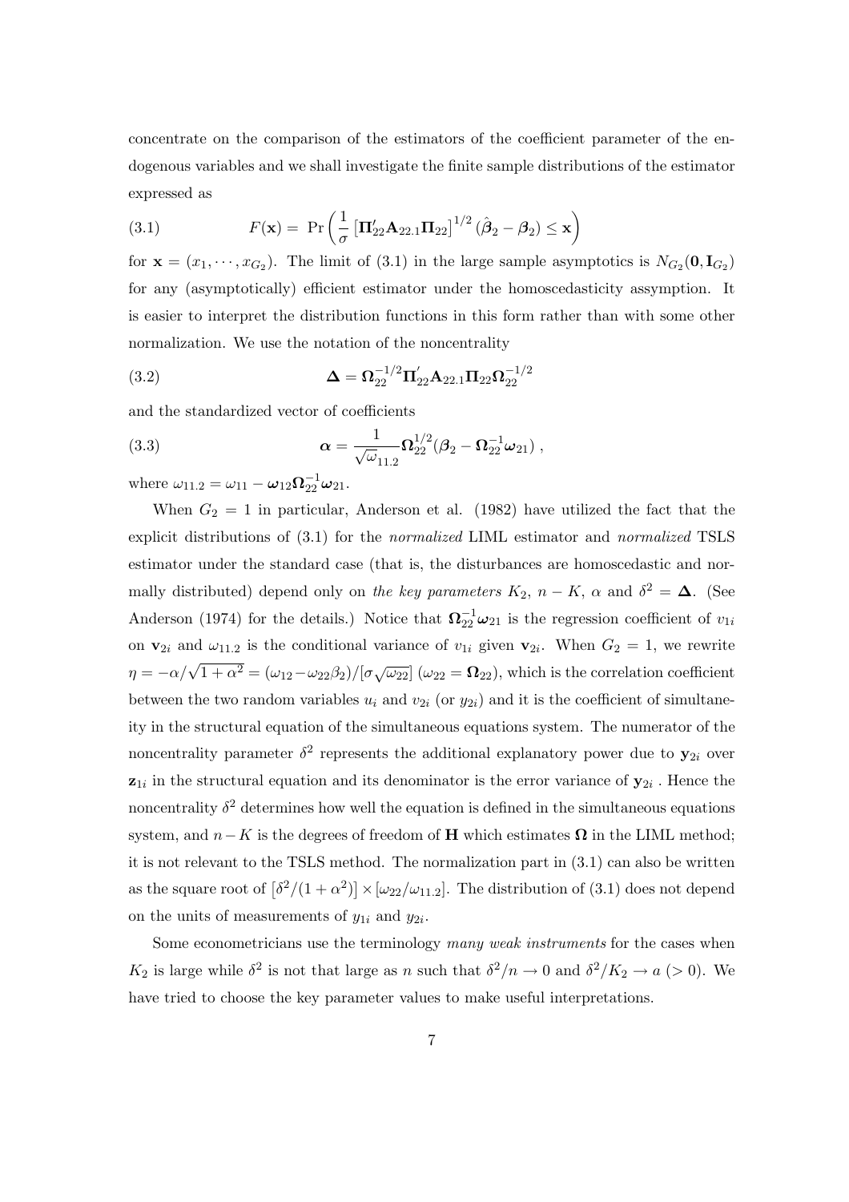concentrate on the comparison of the estimators of the coefficient parameter of the endogenous variables and we shall investigate the finite sample distributions of the estimator expressed as

$$F(\mathbf{x}) = \Pr\left(\frac{1}{\sigma}\left[\mathbf{\Pi}_{22}'\mathbf{A}_{22.1}\mathbf{\Pi}_{22}\right]^{1/2}(\hat{\boldsymbol{\beta}}_2 - \boldsymbol{\beta}_2) \leq \mathbf{x}\right) \tag{3.1}$$

for $\mathbf{x} = (x_1, \cdots, x_{G_2})$. The limit of (3.1) in the large sample asymptotics is $N_{G_2}(\mathbf{0}, \mathbf{I}_{G_2})$ for any (asymptotically) efficient estimator under the homoscedasticity assypmtion. It is easier to interpret the distribution functions in this form rather than with some other normalization. We use the notation of the noncentrality

$$\mathbf{\Delta} = \mathbf{\Omega}_{22}^{-1/2}\mathbf{\Pi}_{22}'\mathbf{A}_{22.1}\mathbf{\Pi}_{22}\mathbf{\Omega}_{22}^{-1/2} \tag{3.2}$$

and the standardized vector of coefficients

$$\boldsymbol{\alpha} = \frac{1}{\sqrt{\omega_{11.2}}}\mathbf{\Omega}_{22}^{1/2}(\boldsymbol{\beta}_2 - \mathbf{\Omega}_{22}^{-1}\boldsymbol{\omega}_{21}) \ , \tag{3.3}$$

where $\omega_{11.2} = \omega_{11} - \boldsymbol{\omega}_{12}\mathbf{\Omega}_{22}^{-1}\boldsymbol{\omega}_{21}$.

When $G_2 = 1$ in particular, Anderson et al. (1982) have utilized the fact that the explicit distributions of (3.1) for the *normalized* LIML estimator and *normalized* TSLS estimator under the standard case (that is, the disturbances are homoscedastic and normally distributed) depend only on *the key parameters* $K_2$, $n - K$, $\alpha$ and $\delta^2 = \mathbf{\Delta}$. (See Anderson (1974) for the details.) Notice that $\mathbf{\Omega}_{22}^{-1}\boldsymbol{\omega}_{21}$ is the regression coefficient of $v_{1i}$ on $\mathbf{v}_{2i}$ and $\omega_{11.2}$ is the conditional variance of $v_{1i}$ given $\mathbf{v}_{2i}$. When $G_2 = 1$, we rewrite $\eta = -\alpha/\sqrt{1+\alpha^2} = (\omega_{12} - \omega_{22}\beta_2)/[\sigma\sqrt{\omega_{22}}]$ ($\omega_{22} = \mathbf{\Omega}_{22}$), which is the correlation coefficient between the two random variables $u_i$ and $v_{2i}$ (or $y_{2i}$) and it is the coefficient of simultaneity in the structural equation of the simultaneous equations system. The numerator of the noncentrality parameter $\delta^2$ represents the additional explanatory power due to $\mathbf{y}_{2i}$ over $\mathbf{z}_{1i}$ in the structural equation and its denominator is the error variance of $\mathbf{y}_{2i}$ . Hence the noncentrality $\delta^2$ determines how well the equation is defined in the simultaneous equations system, and $n - K$ is the degrees of freedom of $\mathbf{H}$ which estimates $\mathbf{\Omega}$ in the LIML method; it is not relevant to the TSLS method. The normalization part in (3.1) can also be written as the square root of $\left[\delta^2/(1+\alpha^2)\right] \times [\omega_{22}/\omega_{11.2}]$. The distribution of (3.1) does not depend on the units of measurements of $y_{1i}$ and $y_{2i}$.

Some econometricians use the terminology *many weak instruments* for the cases when $K_2$ is large while $\delta^2$ is not that large as $n$ such that $\delta^2/n \to 0$ and $\delta^2/K_2 \to a$ $(> 0)$. We have tried to choose the key parameter values to make useful interpretations.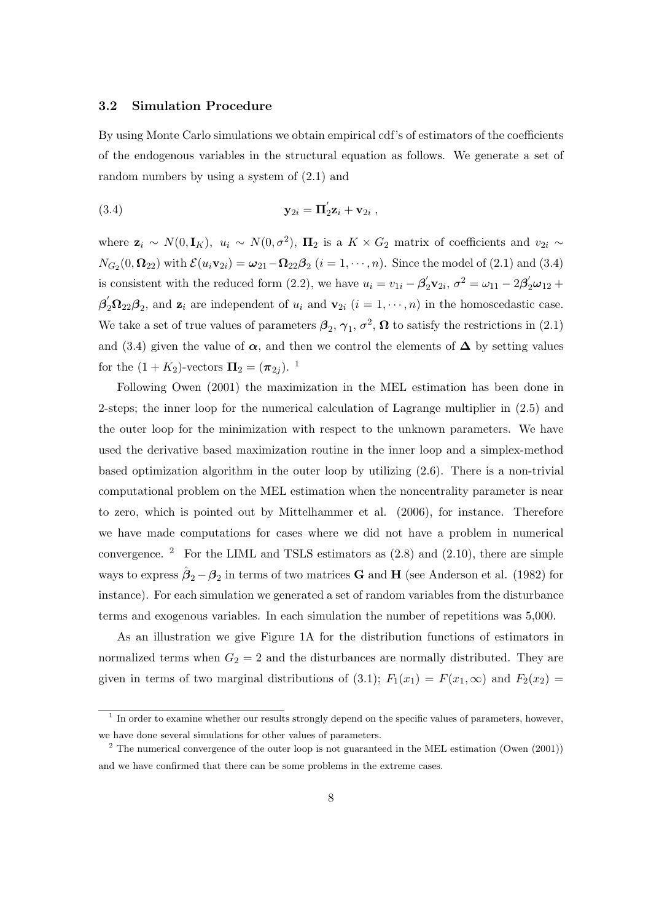### 3.2 Simulation Procedure

By using Monte Carlo simulations we obtain empirical cdf's of estimators of the coefficients of the endogenous variables in the structural equation as follows. We generate a set of random numbers by using a system of (2.1) and

$$\mathbf{y}_{2i} = \mathbf{\Pi}_2^{'}\mathbf{z}_i + \mathbf{v}_{2i} \ , \tag{3.4}$$

where $\mathbf{z}_i \sim N(0, \mathbf{I}_K)$, $u_i \sim N(0, \sigma^2)$, $\mathbf{\Pi}_2$ is a $K \times G_2$ matrix of coefficients and $v_{2i} \sim N_{G_2}(0, \mathbf{\Omega}_{22})$ with $\mathcal{E}(u_i \mathbf{v}_{2i}) = \boldsymbol{\omega}_{21} - \mathbf{\Omega}_{22}\boldsymbol{\beta}_2$ $(i = 1, \cdots, n)$. Since the model of (2.1) and (3.4) is consistent with the reduced form (2.2), we have $u_i = v_{1i} - \boldsymbol{\beta}_2^{'}\mathbf{v}_{2i}$, $\sigma^2 = \omega_{11} - 2\boldsymbol{\beta}_2^{'}\boldsymbol{\omega}_{12} + \boldsymbol{\beta}_2^{'}\mathbf{\Omega}_{22}\boldsymbol{\beta}_2$, and $\mathbf{z}_i$ are independent of $u_i$ and $\mathbf{v}_{2i}$ $(i = 1, \cdots, n)$ in the homoscedastic case. We take a set of true values of parameters $\boldsymbol{\beta}_2$, $\boldsymbol{\gamma}_1$, $\sigma^2$, $\mathbf{\Omega}$ to satisfy the restrictions in (2.1) and (3.4) given the value of $\boldsymbol{\alpha}$, and then we control the elements of $\boldsymbol{\Delta}$ by setting values for the $(1 + K_2)$-vectors $\mathbf{\Pi}_2 = (\boldsymbol{\pi}_{2j})$. [1]

Following Owen (2001) the maximization in the MEL estimation has been done in 2-steps; the inner loop for the numerical calculation of Lagrange multiplier in (2.5) and the outer loop for the minimization with respect to the unknown parameters. We have used the derivative based maximization routine in the inner loop and a simplex-method based optimization algorithm in the outer loop by utilizing (2.6). There is a non-trivial computational problem on the MEL estimation when the noncentrality parameter is near to zero, which is pointed out by Mittelhammer et al. (2006), for instance. Therefore we have made computations for cases where we did not have a problem in numerical convergence. [2] For the LIML and TSLS estimators as (2.8) and (2.10), there are simple ways to express $\hat{\boldsymbol{\beta}}_2 - \boldsymbol{\beta}_2$ in terms of two matrices $\mathbf{G}$ and $\mathbf{H}$ (see Anderson et al. (1982) for instance). For each simulation we generated a set of random variables from the disturbance terms and exogenous variables. In each simulation the number of repetitions was 5,000.

As an illustration we give Figure 1A for the distribution functions of estimators in normalized terms when $G_2 = 2$ and the disturbances are normally distributed. They are given in terms of two marginal distributions of (3.1); $F_1(x_1) = F(x_1, \infty)$ and $F_2(x_2) =$

---

[1] In order to examine whether our results strongly depend on the specific values of parameters, however, we have done several simulations for other values of parameters.

[2] The numerical convergence of the outer loop is not guaranteed in the MEL estimation (Owen (2001)) and we have confirmed that there can be some problems in the extreme cases.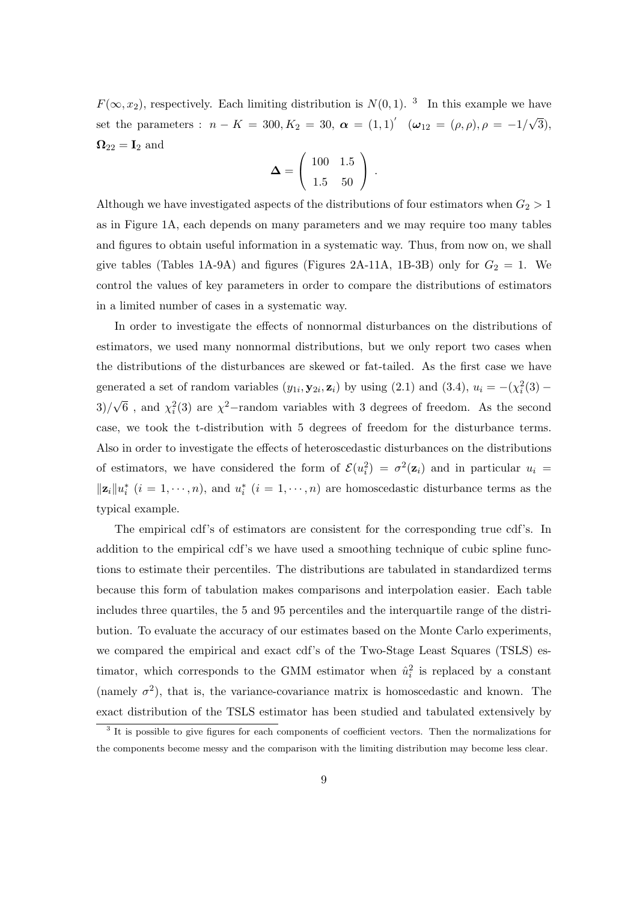$F(\infty, x_2)$, respectively. Each limiting distribution is $N(0,1)$. [3] In this example we have set the parameters : $n - K = 300, K_2 = 30$, $\boldsymbol{\alpha} = (1,1)^{'}$ $(\boldsymbol{\omega}_{12} = (\rho, \rho), \rho = -1/\sqrt{3})$, $\boldsymbol{\Omega}_{22} = \mathbf{I}_2$ and

$$\boldsymbol{\Delta} = \begin{pmatrix} 100 & 1.5 \\ 1.5 & 50 \end{pmatrix} .$$

Although we have investigated aspects of the distributions of four estimators when $G_2 > 1$ as in Figure 1A, each depends on many parameters and we may require too many tables and figures to obtain useful information in a systematic way. Thus, from now on, we shall give tables (Tables 1A-9A) and figures (Figures 2A-11A, 1B-3B) only for $G_2 = 1$. We control the values of key parameters in order to compare the distributions of estimators in a limited number of cases in a systematic way.

In order to investigate the effects of nonnormal disturbances on the distributions of estimators, we used many nonnormal distributions, but we only report two cases when the distributions of the disturbances are skewed or fat-tailed. As the first case we have generated a set of random variables $(y_{1i}, \mathbf{y}_{2i}, \mathbf{z}_i)$ by using (2.1) and (3.4), $u_i = -(\chi_i^2(3) - 3)/\sqrt{6}$ , and $\chi_i^2(3)$ are $\chi^2-$random variables with 3 degrees of freedom. As the second case, we took the t-distribution with 5 degrees of freedom for the disturbance terms. Also in order to investigate the effects of heteroscedastic disturbances on the distributions of estimators, we have considered the form of $\mathcal{E}(u_i^2) = \sigma^2(\mathbf{z}_i)$ and in particular $u_i = \|\mathbf{z}_i\| u_i^*$ $(i = 1, \cdots, n)$, and $u_i^*$ $(i = 1, \cdots, n)$ are homoscedastic disturbance terms as the typical example.

The empirical cdf's of estimators are consistent for the corresponding true cdf's. In addition to the empirical cdf's we have used a smoothing technique of cubic spline functions to estimate their percentiles. The distributions are tabulated in standardized terms because this form of tabulation makes comparisons and interpolation easier. Each table includes three quartiles, the 5 and 95 percentiles and the interquartile range of the distribution. To evaluate the accuracy of our estimates based on the Monte Carlo experiments, we compared the empirical and exact cdf's of the Two-Stage Least Squares (TSLS) estimator, which corresponds to the GMM estimator when $\hat{u}_i^2$ is replaced by a constant (namely $\sigma^2$), that is, the variance-covariance matrix is homoscedastic and known. The exact distribution of the TSLS estimator has been studied and tabulated extensively by

[3] It is possible to give figures for each components of coefficient vectors. Then the normalizations for the components become messy and the comparison with the limiting distribution may become less clear.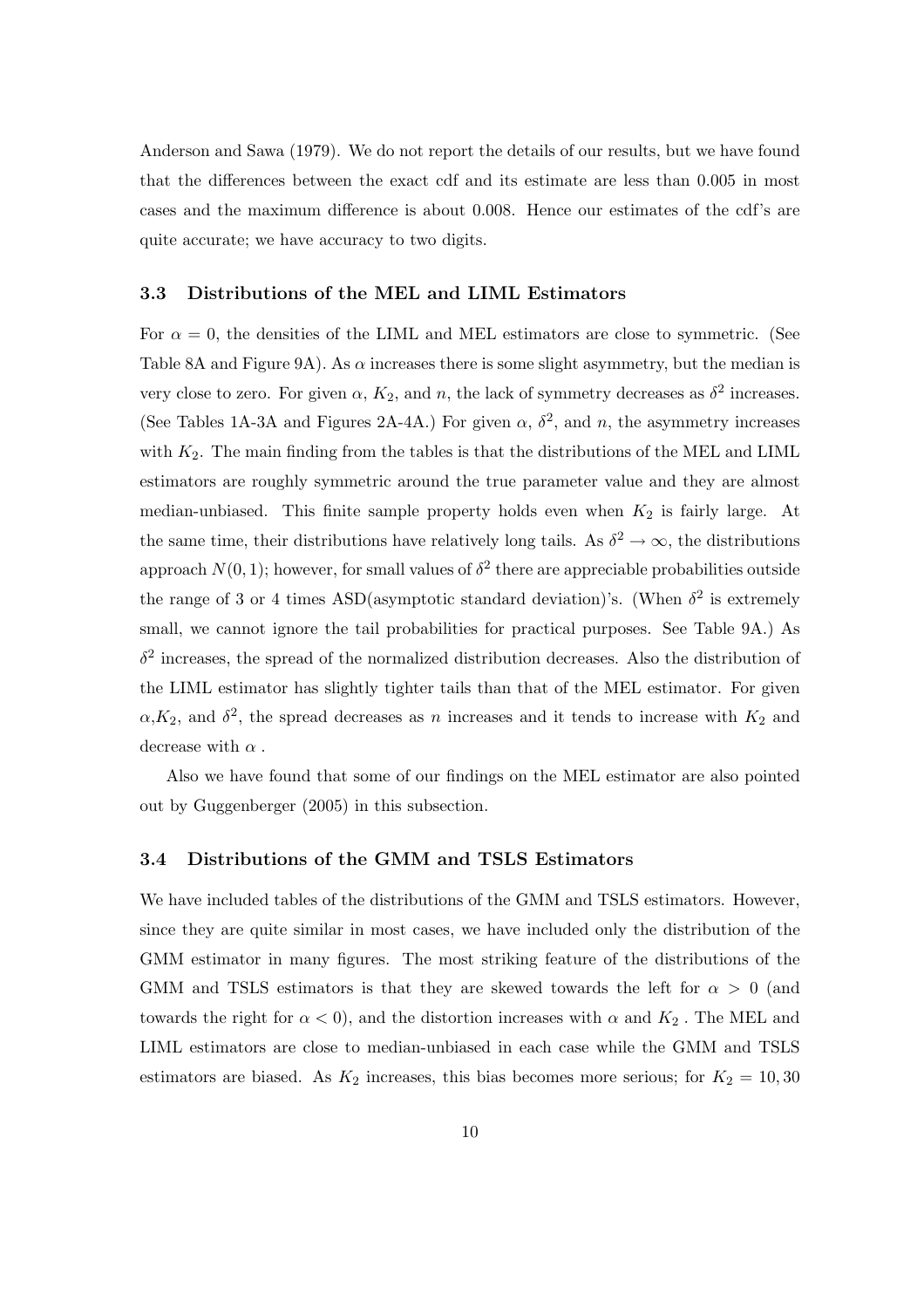Anderson and Sawa (1979). We do not report the details of our results, but we have found that the differences between the exact cdf and its estimate are less than 0.005 in most cases and the maximum difference is about 0.008. Hence our estimates of the cdf's are quite accurate; we have accuracy to two digits.

### 3.3 Distributions of the MEL and LIML Estimators

For $\alpha = 0$, the densities of the LIML and MEL estimators are close to symmetric. (See Table 8A and Figure 9A). As $\alpha$ increases there is some slight asymmetry, but the median is very close to zero. For given $\alpha$, $K_2$, and $n$, the lack of symmetry decreases as $\delta^2$ increases. (See Tables 1A-3A and Figures 2A-4A.) For given $\alpha$, $\delta^2$, and $n$, the asymmetry increases with $K_2$. The main finding from the tables is that the distributions of the MEL and LIML estimators are roughly symmetric around the true parameter value and they are almost median-unbiased. This finite sample property holds even when $K_2$ is fairly large. At the same time, their distributions have relatively long tails. As $\delta^2 \to \infty$, the distributions approach $N(0, 1)$; however, for small values of $\delta^2$ there are appreciable probabilities outside the range of 3 or 4 times ASD(asymptotic standard deviation)'s. (When $\delta^2$ is extremely small, we cannot ignore the tail probabilities for practical purposes. See Table 9A.) As $\delta^2$ increases, the spread of the normalized distribution decreases. Also the distribution of the LIML estimator has slightly tighter tails than that of the MEL estimator. For given $\alpha$,$K_2$, and $\delta^2$, the spread decreases as $n$ increases and it tends to increase with $K_2$ and decrease with $\alpha$ .

Also we have found that some of our findings on the MEL estimator are also pointed out by Guggenberger (2005) in this subsection.

### 3.4 Distributions of the GMM and TSLS Estimators

We have included tables of the distributions of the GMM and TSLS estimators. However, since they are quite similar in most cases, we have included only the distribution of the GMM estimator in many figures. The most striking feature of the distributions of the GMM and TSLS estimators is that they are skewed towards the left for $\alpha > 0$ (and towards the right for $\alpha < 0$), and the distortion increases with $\alpha$ and $K_2$ . The MEL and LIML estimators are close to median-unbiased in each case while the GMM and TSLS estimators are biased. As $K_2$ increases, this bias becomes more serious; for $K_2 = 10, 30$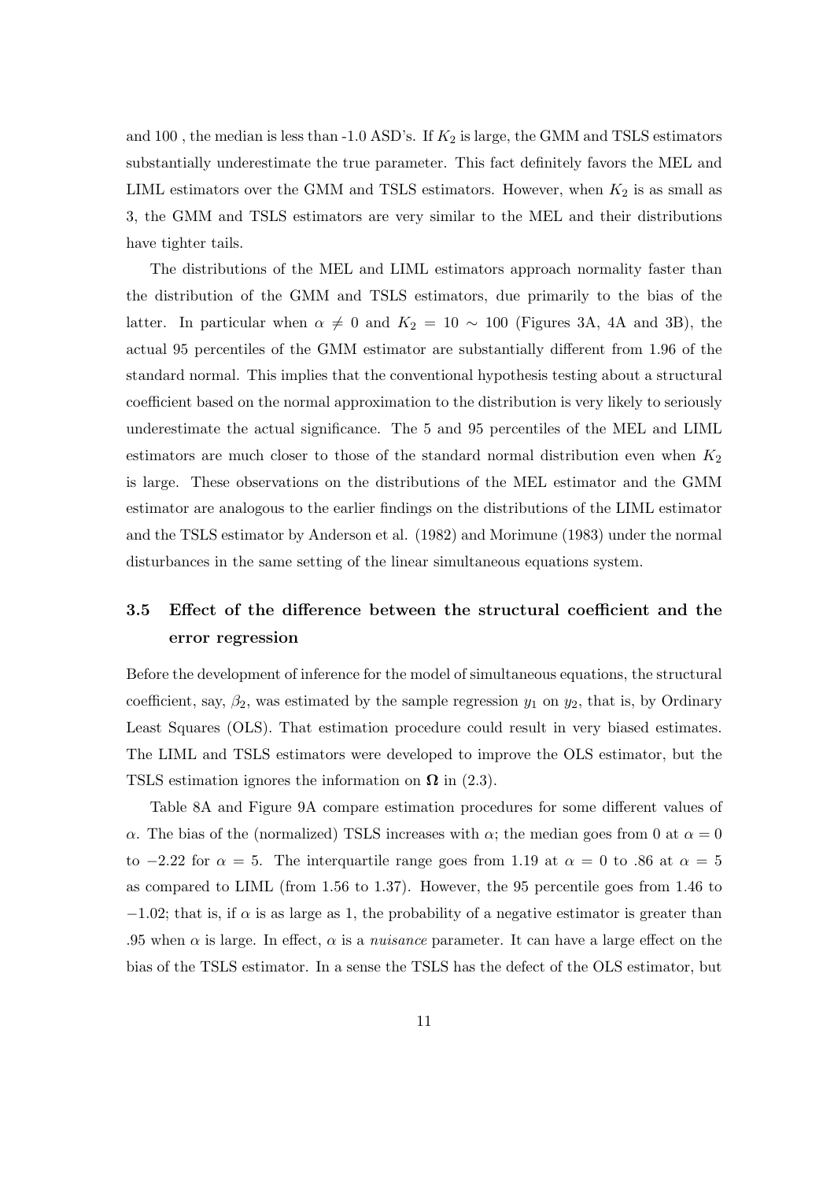and 100 , the median is less than -1.0 ASD's. If $K_2$ is large, the GMM and TSLS estimators substantially underestimate the true parameter. This fact definitely favors the MEL and LIML estimators over the GMM and TSLS estimators. However, when $K_2$ is as small as 3, the GMM and TSLS estimators are very similar to the MEL and their distributions have tighter tails.

The distributions of the MEL and LIML estimators approach normality faster than the distribution of the GMM and TSLS estimators, due primarily to the bias of the latter. In particular when $\alpha \neq 0$ and $K_2 = 10 \sim 100$ (Figures 3A, 4A and 3B), the actual 95 percentiles of the GMM estimator are substantially different from 1.96 of the standard normal. This implies that the conventional hypothesis testing about a structural coefficient based on the normal approximation to the distribution is very likely to seriously underestimate the actual significance. The 5 and 95 percentiles of the MEL and LIML estimators are much closer to those of the standard normal distribution even when $K_2$ is large. These observations on the distributions of the MEL estimator and the GMM estimator are analogous to the earlier findings on the distributions of the LIML estimator and the TSLS estimator by Anderson et al. (1982) and Morimune (1983) under the normal disturbances in the same setting of the linear simultaneous equations system.

### 3.5 Effect of the difference between the structural coefficient and the error regression

Before the development of inference for the model of simultaneous equations, the structural coefficient, say, $\beta_2$, was estimated by the sample regression $y_1$ on $y_2$, that is, by Ordinary Least Squares (OLS). That estimation procedure could result in very biased estimates. The LIML and TSLS estimators were developed to improve the OLS estimator, but the TSLS estimation ignores the information on $\mathbf{\Omega}$ in (2.3).

Table 8A and Figure 9A compare estimation procedures for some different values of $\alpha$. The bias of the (normalized) TSLS increases with $\alpha$; the median goes from 0 at $\alpha = 0$ to $-2.22$ for $\alpha = 5$. The interquartile range goes from 1.19 at $\alpha = 0$ to .86 at $\alpha = 5$ as compared to LIML (from 1.56 to 1.37). However, the 95 percentile goes from 1.46 to $-1.02$; that is, if $\alpha$ is as large as 1, the probability of a negative estimator is greater than .95 when $\alpha$ is large. In effect, $\alpha$ is a *nuisance* parameter. It can have a large effect on the bias of the TSLS estimator. In a sense the TSLS has the defect of the OLS estimator, but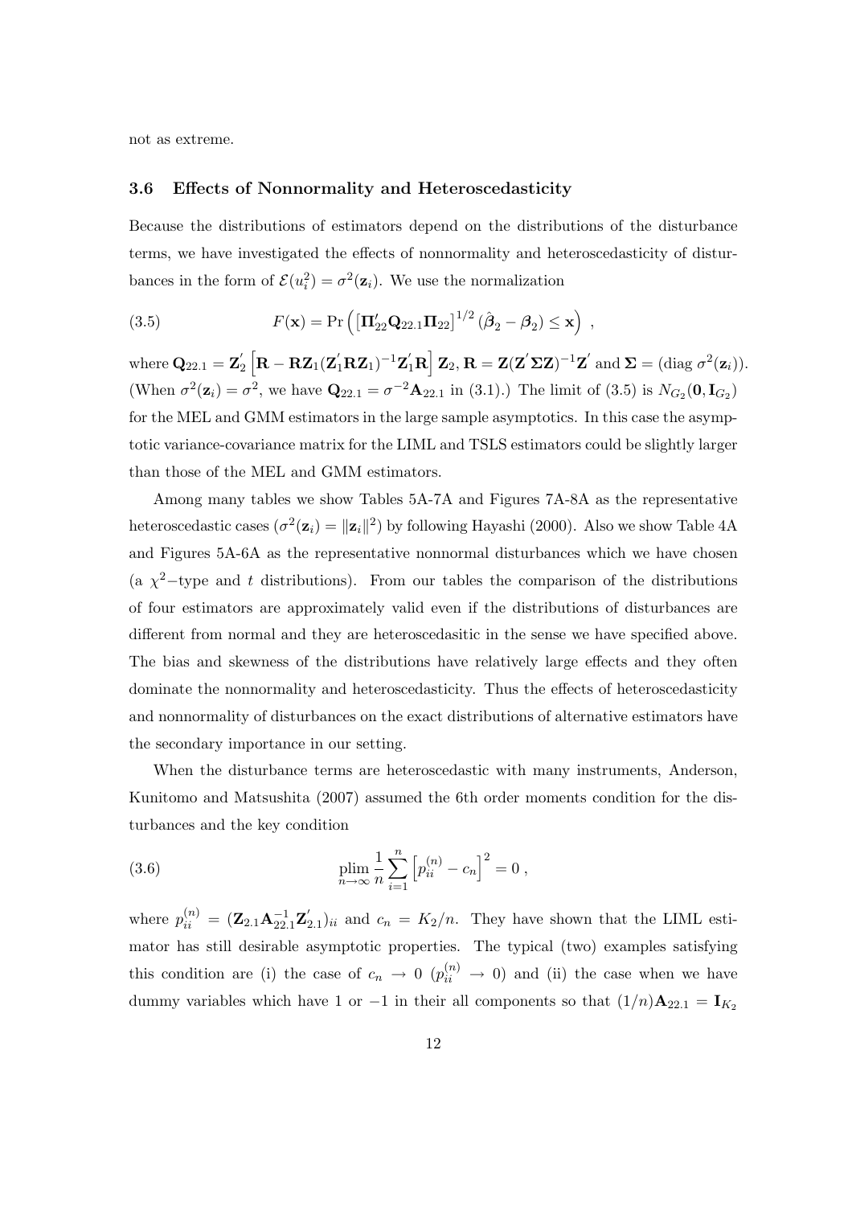not as extreme.

### 3.6 Effects of Nonnormality and Heteroscedasticity

Because the distributions of estimators depend on the distributions of the disturbance terms, we have investigated the effects of nonnormality and heteroscedasticity of disturbances in the form of $\mathcal{E}(u_i^2) = \sigma^2(\mathbf{z}_i)$. We use the normalization

$$
F(\mathbf{x}) = \Pr\left( \left[\mathbf{\Pi}_{22}^{\prime}\mathbf{Q}_{22.1}\mathbf{\Pi}_{22}\right]^{1/2}(\hat{\boldsymbol{\beta}}_2 - \boldsymbol{\beta}_2) \leq \mathbf{x} \right) \ , \tag{3.5}
$$

where $\mathbf{Q}_{22.1} = \mathbf{Z}_2^{'}\left[\mathbf{R} - \mathbf{R}\mathbf{Z}_1(\mathbf{Z}_1^{'}\mathbf{R}\mathbf{Z}_1)^{-1}\mathbf{Z}_1^{'}\mathbf{R}\right]\mathbf{Z}_2$, $\mathbf{R} = \mathbf{Z}(\mathbf{Z}^{'}\mathbf{\Sigma}\mathbf{Z})^{-1}\mathbf{Z}^{'}$ and $\mathbf{\Sigma} = (\text{diag } \sigma^2(\mathbf{z}_i))$. (When $\sigma^2(\mathbf{z}_i) = \sigma^2$, we have $\mathbf{Q}_{22.1} = \sigma^{-2}\mathbf{A}_{22.1}$ in (3.1).) The limit of (3.5) is $N_{G_2}(\mathbf{0}, \mathbf{I}_{G_2})$ for the MEL and GMM estimators in the large sample asymptotics. In this case the asymptotic variance-covariance matrix for the LIML and TSLS estimators could be slightly larger than those of the MEL and GMM estimators.

Among many tables we show Tables 5A-7A and Figures 7A-8A as the representative heteroscedastic cases ($\sigma^2(\mathbf{z}_i) = \|\mathbf{z}_i\|^2$) by following Hayashi (2000). Also we show Table 4A and Figures 5A-6A as the representative nonnormal disturbances which we have chosen (a $\chi^2-$type and $t$ distributions). From our tables the comparison of the distributions of four estimators are approximately valid even if the distributions of disturbances are different from normal and they are heteroscedasitic in the sense we have specified above. The bias and skewness of the distributions have relatively large effects and they often dominate the nonnormality and heteroscedasticity. Thus the effects of heteroscedasticity and nonnormality of disturbances on the exact distributions of alternative estimators have the secondary importance in our setting.

When the disturbance terms are heteroscedastic with many instruments, Anderson, Kunitomo and Matsushita (2007) assumed the 6th order moments condition for the disturbances and the key condition

$$
\operatorname*{plim}_{n\to\infty} \frac{1}{n}\sum_{i=1}^{n}\left[p_{ii}^{(n)} - c_n\right]^2 = 0 \ , \tag{3.6}
$$

where $p_{ii}^{(n)} = (\mathbf{Z}_{2.1}\mathbf{A}_{22.1}^{-1}\mathbf{Z}_{2.1}^{'})_{ii}$ and $c_n = K_2/n$. They have shown that the LIML estimator has still desirable asymptotic properties. The typical (two) examples satisfying this condition are (i) the case of $c_n \to 0$ ($p_{ii}^{(n)} \to 0$) and (ii) the case when we have dummy variables which have 1 or $-1$ in their all components so that $(1/n)\mathbf{A}_{22.1} = \mathbf{I}_{K_2}$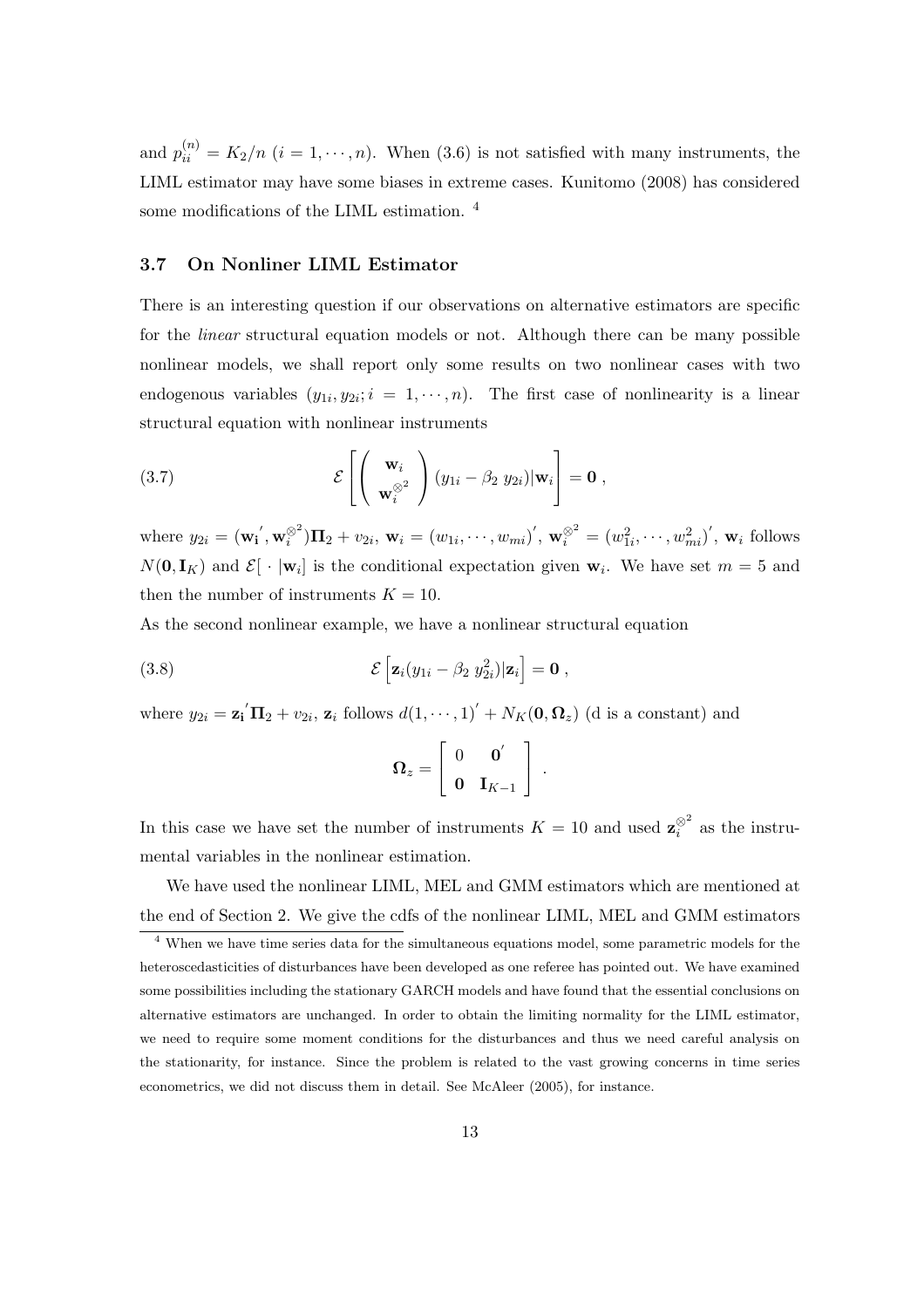and $p_{ii}^{(n)} = K_2/n$ $(i = 1, \cdots, n)$. When (3.6) is not satisfied with many instruments, the LIML estimator may have some biases in extreme cases. Kunitomo (2008) has considered some modifications of the LIML estimation. [4]

### 3.7 On Nonliner LIML Estimator

There is an interesting question if our observations on alternative estimators are specific for the *linear* structural equation models or not. Although there can be many possible nonlinear models, we shall report only some results on two nonlinear cases with two endogenous variables $(y_{1i}, y_{2i}; i = 1, \cdots, n)$. The first case of nonlinearity is a linear structural equation with nonlinear instruments

$$\mathcal{E}\left[\begin{pmatrix} \mathbf{w}_i \\ \mathbf{w}_i^{\otimes^2} \end{pmatrix} (y_{1i} - \beta_2 \, y_{2i}) | \mathbf{w}_i \right] = \mathbf{0} \,, \tag{3.7}$$

where $y_{2i} = (\mathbf{w_i}', \mathbf{w}_i^{\otimes^2})\mathbf{\Pi}_2 + v_{2i}$, $\mathbf{w}_i = (w_{1i}, \cdots, w_{mi})'$, $\mathbf{w}_i^{\otimes^2} = (w_{1i}^2, \cdots, w_{mi}^2)'$, $\mathbf{w}_i$ follows $N(\mathbf{0}, \mathbf{I}_K)$ and $\mathcal{E}[\,\cdot\,|\mathbf{w}_i]$ is the conditional expectation given $\mathbf{w}_i$. We have set $m = 5$ and then the number of instruments $K = 10$.

As the second nonlinear example, we have a nonlinear structural equation

$$\mathcal{E}\left[\mathbf{z}_i(y_{1i} - \beta_2 \, y_{2i}^2) | \mathbf{z}_i \right] = \mathbf{0} \,, \tag{3.8}$$

where $y_{2i} = \mathbf{z_i}'\mathbf{\Pi}_2 + v_{2i}$, $\mathbf{z}_i$ follows $d(1, \cdots, 1)' + N_K(\mathbf{0}, \mathbf{\Omega}_z)$ (d is a constant) and

$$\mathbf{\Omega}_z = \begin{bmatrix} 0 & \mathbf{0}' \\ \mathbf{0} & \mathbf{I}_{K-1} \end{bmatrix} \,.$$

In this case we have set the number of instruments $K = 10$ and used $\mathbf{z}_i^{\otimes^2}$ as the instrumental variables in the nonlinear estimation.

We have used the nonlinear LIML, MEL and GMM estimators which are mentioned at the end of Section 2. We give the cdfs of the nonlinear LIML, MEL and GMM estimators

[4] When we have time series data for the simultaneous equations model, some parametric models for the heteroscedasticities of disturbances have been developed as one referee has pointed out. We have examined some possibilities including the stationary GARCH models and have found that the essential conclusions on alternative estimators are unchanged. In order to obtain the limiting normality for the LIML estimator, we need to require some moment conditions for the disturbances and thus we need careful analysis on the stationarity, for instance. Since the problem is related to the vast growing concerns in time series econometrics, we did not discuss them in detail. See McAleer (2005), for instance.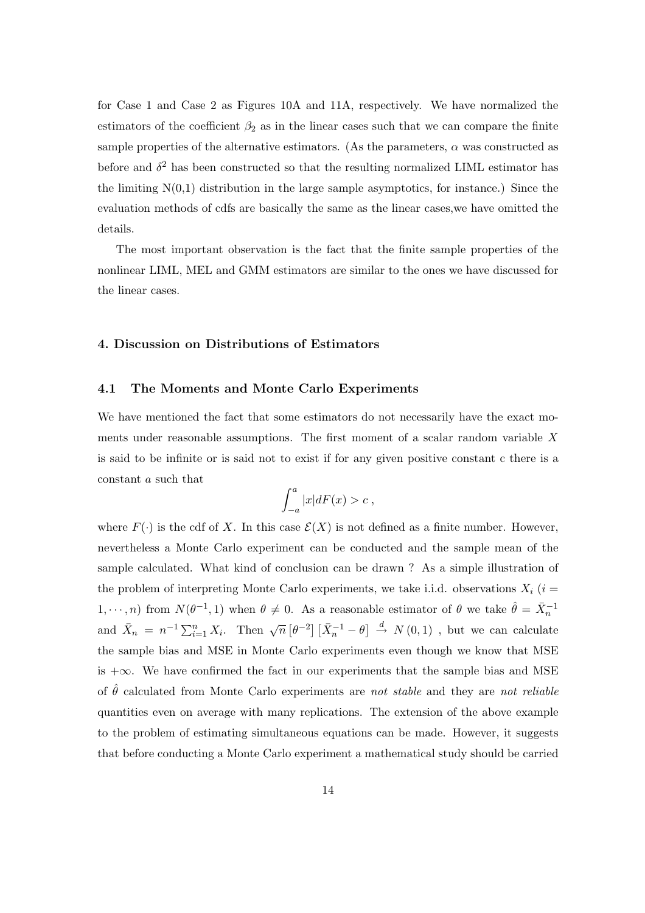for Case 1 and Case 2 as Figures 10A and 11A, respectively. We have normalized the estimators of the coefficient $\beta_2$ as in the linear cases such that we can compare the finite sample properties of the alternative estimators. (As the parameters, $\alpha$ was constructed as before and $\delta^2$ has been constructed so that the resulting normalized LIML estimator has the limiting N(0,1) distribution in the large sample asymptotics, for instance.) Since the evaluation methods of cdfs are basically the same as the linear cases,we have omitted the details.

The most important observation is the fact that the finite sample properties of the nonlinear LIML, MEL and GMM estimators are similar to the ones we have discussed for the linear cases.

## 4. Discussion on Distributions of Estimators

### 4.1 The Moments and Monte Carlo Experiments

We have mentioned the fact that some estimators do not necessarily have the exact moments under reasonable assumptions. The first moment of a scalar random variable $X$ is said to be infinite or is said not to exist if for any given positive constant c there is a constant $a$ such that

$$\int_{-a}^{a} |x| dF(x) > c \, ,$$

where $F(\cdot)$ is the cdf of $X$. In this case $\mathcal{E}(X)$ is not defined as a finite number. However, nevertheless a Monte Carlo experiment can be conducted and the sample mean of the sample calculated. What kind of conclusion can be drawn ? As a simple illustration of the problem of interpreting Monte Carlo experiments, we take i.i.d. observations $X_i$ ($i = 1, \cdots, n$) from $N(\theta^{-1}, 1)$ when $\theta \neq 0$. As a reasonable estimator of $\theta$ we take $\hat{\theta} = \bar{X}_n^{-1}$ and $\bar{X}_n = n^{-1} \sum_{i=1}^{n} X_i$. Then $\sqrt{n} \left[\theta^{-2}\right] \left[\bar{X}_n^{-1} - \theta\right] \xrightarrow{d} N(0, 1)$ , but we can calculate the sample bias and MSE in Monte Carlo experiments even though we know that MSE is $+\infty$. We have confirmed the fact in our experiments that the sample bias and MSE of $\hat{\theta}$ calculated from Monte Carlo experiments are *not stable* and they are *not reliable* quantities even on average with many replications. The extension of the above example to the problem of estimating simultaneous equations can be made. However, it suggests that before conducting a Monte Carlo experiment a mathematical study should be carried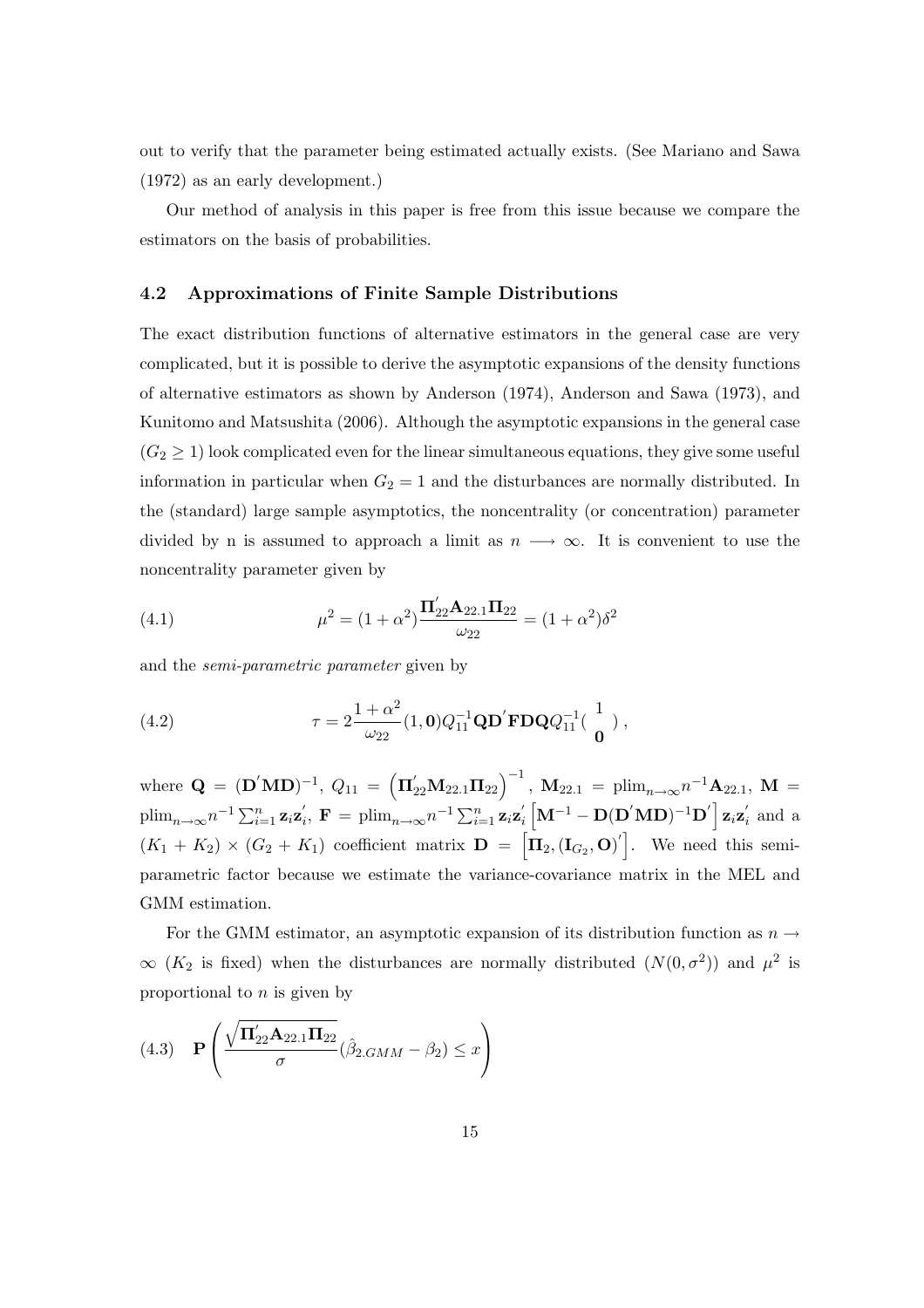out to verify that the parameter being estimated actually exists. (See Mariano and Sawa (1972) as an early development.)

Our method of analysis in this paper is free from this issue because we compare the estimators on the basis of probabilities.

### 4.2 Approximations of Finite Sample Distributions

The exact distribution functions of alternative estimators in the general case are very complicated, but it is possible to derive the asymptotic expansions of the density functions of alternative estimators as shown by Anderson (1974), Anderson and Sawa (1973), and Kunitomo and Matsushita (2006). Although the asymptotic expansions in the general case ($G_2 \geq 1$) look complicated even for the linear simultaneous equations, they give some useful information in particular when $G_2 = 1$ and the disturbances are normally distributed. In the (standard) large sample asymptotics, the noncentrality (or concentration) parameter divided by n is assumed to approach a limit as $n \longrightarrow \infty$. It is convenient to use the noncentrality parameter given by

$$\mu^2 = (1+\alpha^2)\frac{\mathbf{\Pi}_{22}^{'}\mathbf{A}_{22.1}\mathbf{\Pi}_{22}}{\omega_{22}} = (1+\alpha^2)\delta^2 \tag{4.1}$$

and the *semi-parametric parameter* given by

$$\tau = 2\frac{1+\alpha^2}{\omega_{22}}(1,\mathbf{0})Q_{11}^{-1}\mathbf{Q}\mathbf{D}^{'}\mathbf{F}\mathbf{D}\mathbf{Q}Q_{11}^{-1}\begin{pmatrix} 1 \\ \mathbf{0} \end{pmatrix}, \tag{4.2}$$

where $\mathbf{Q} = (\mathbf{D}^{'}\mathbf{M}\mathbf{D})^{-1}$, $Q_{11} = \left(\mathbf{\Pi}_{22}^{'}\mathbf{M}_{22.1}\mathbf{\Pi}_{22}\right)^{-1}$, $\mathbf{M}_{22.1} = \text{plim}_{n\to\infty} n^{-1}\mathbf{A}_{22.1}$, $\mathbf{M} = \text{plim}_{n\to\infty} n^{-1}\sum_{i=1}^{n}\mathbf{z}_i\mathbf{z}_i^{'}$, $\mathbf{F} = \text{plim}_{n\to\infty} n^{-1}\sum_{i=1}^{n}\mathbf{z}_i\mathbf{z}_i^{'}\left[\mathbf{M}^{-1} - \mathbf{D}(\mathbf{D}^{'}\mathbf{M}\mathbf{D})^{-1}\mathbf{D}^{'}\right]\mathbf{z}_i\mathbf{z}_i^{'}$ and a $(K_1+K_2)\times(G_2+K_1)$ coefficient matrix $\mathbf{D} = \left[\mathbf{\Pi}_2, (\mathbf{I}_{G_2}, \mathbf{O})^{'}\right]$. We need this semi-parametric factor because we estimate the variance-covariance matrix in the MEL and GMM estimation.

For the GMM estimator, an asymptotic expansion of its distribution function as $n \to \infty$ ($K_2$ is fixed) when the disturbances are normally distributed ($N(0,\sigma^2)$) and $\mu^2$ is proportional to $n$ is given by

$$\mathbf{P}\left(\frac{\sqrt{\mathbf{\Pi}_{22}^{'}\mathbf{A}_{22.1}\mathbf{\Pi}_{22}}}{\sigma}(\hat{\beta}_{2.GMM} - \beta_2) \leq x\right) \tag{4.3}$$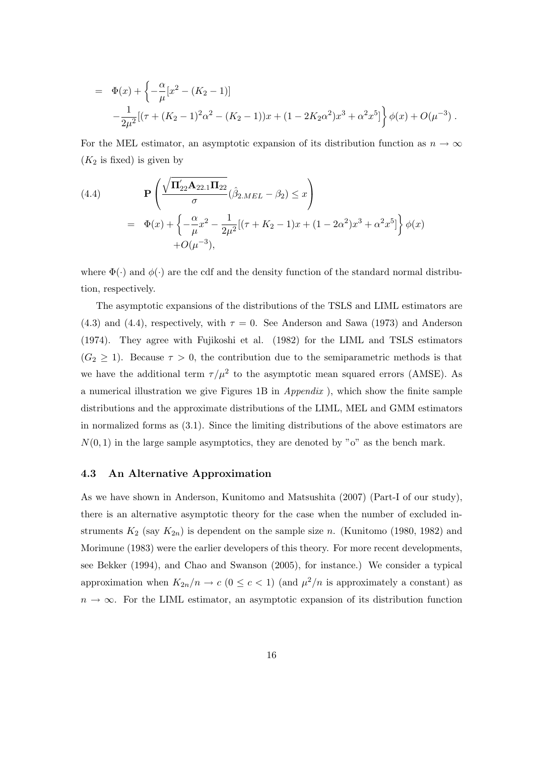$$
\begin{aligned}
&= \Phi(x) + \left\{ -\frac{\alpha}{\mu}[x^2 - (K_2 - 1)] \right. \\
&\quad \left. - \frac{1}{2\mu^2}[(\tau + (K_2-1)^2\alpha^2 - (K_2-1))x + (1 - 2K_2\alpha^2)x^3 + \alpha^2 x^5] \right\} \phi(x) + O(\mu^{-3}) \,.
\end{aligned}
$$

For the MEL estimator, an asymptotic expansion of its distribution function as $n \to \infty$ ($K_2$ is fixed) is given by

$$
\begin{aligned}
(4.4) \qquad & \mathbf{P}\left( \frac{\sqrt{\mathbf{\Pi}_{22}^{'}\mathbf{A}_{22.1}\mathbf{\Pi}_{22}}}{\sigma}(\hat{\beta}_{2.MEL} - \beta_2) \le x \right) \\
&= \Phi(x) + \left\{ -\frac{\alpha}{\mu}x^2 - \frac{1}{2\mu^2}[(\tau + K_2 - 1)x + (1 - 2\alpha^2)x^3 + \alpha^2 x^5] \right\} \phi(x) \\
&\quad + O(\mu^{-3}),
\end{aligned}
$$

where $\Phi(\cdot)$ and $\phi(\cdot)$ are the cdf and the density function of the standard normal distribution, respectively.

The asymptotic expansions of the distributions of the TSLS and LIML estimators are (4.3) and (4.4), respectively, with $\tau = 0$. See Anderson and Sawa (1973) and Anderson (1974). They agree with Fujikoshi et al. (1982) for the LIML and TSLS estimators ($G_2 \ge 1$). Because $\tau > 0$, the contribution due to the semiparametric methods is that we have the additional term $\tau/\mu^2$ to the asymptotic mean squared errors (AMSE). As a numerical illustration we give Figures 1B in *Appendix* ), which show the finite sample distributions and the approximate distributions of the LIML, MEL and GMM estimators in normalized forms as (3.1). Since the limiting distributions of the above estimators are $N(0,1)$ in the large sample asymptotics, they are denoted by "o" as the bench mark.

### 4.3 An Alternative Approximation

As we have shown in Anderson, Kunitomo and Matsushita (2007) (Part-I of our study), there is an alternative asymptotic theory for the case when the number of excluded instruments $K_2$ (say $K_{2n}$) is dependent on the sample size $n$. (Kunitomo (1980, 1982) and Morimune (1983) were the earlier developers of this theory. For more recent developments, see Bekker (1994), and Chao and Swanson (2005), for instance.) We consider a typical approximation when $K_{2n}/n \to c$ ($0 \le c < 1$) (and $\mu^2/n$ is approximately a constant) as $n \to \infty$. For the LIML estimator, an asymptotic expansion of its distribution function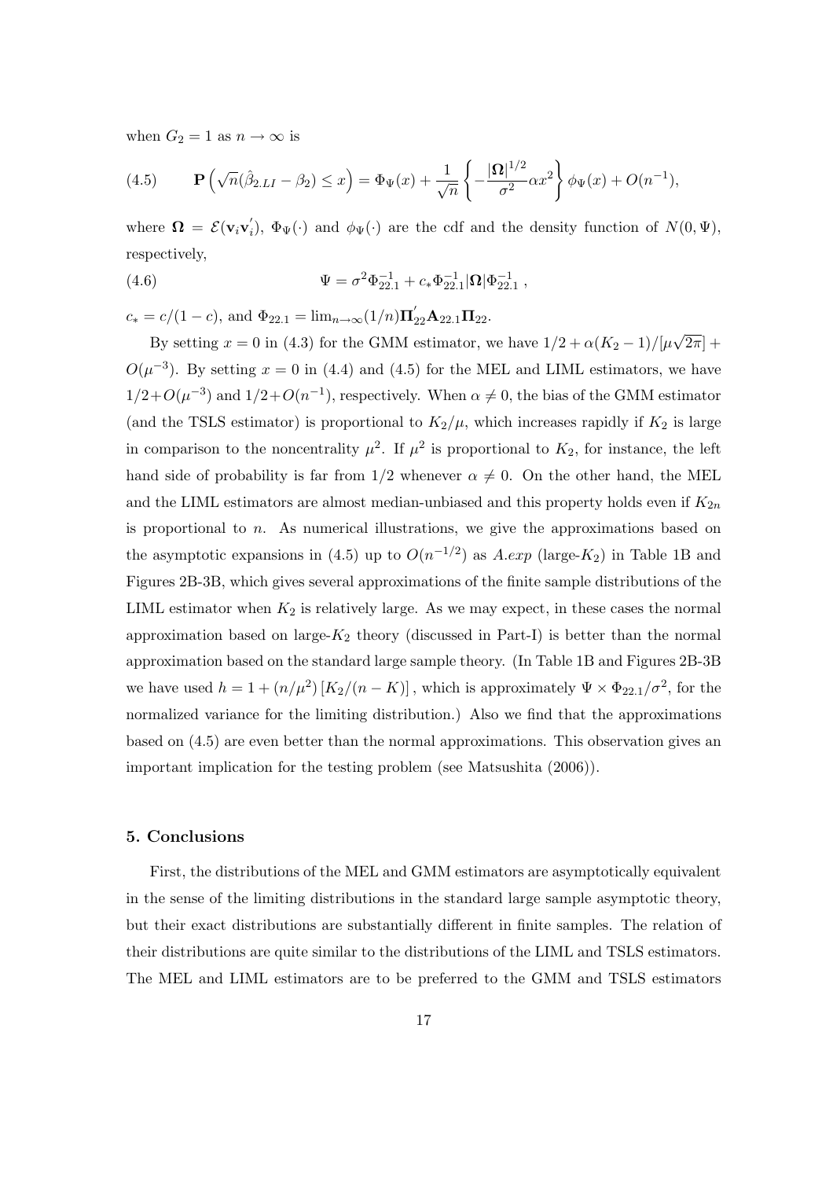when $G_2 = 1$ as $n \to \infty$ is

$$
\mathbf{P}\left(\sqrt{n}(\hat{\beta}_{2.LI} - \beta_2) \le x\right) = \Phi_{\Psi}(x) + \frac{1}{\sqrt{n}}\left\{-\frac{|\mathbf{\Omega}|^{1/2}}{\sigma^2}\alpha x^2\right\}\phi_{\Psi}(x) + O(n^{-1}), \tag{4.5}
$$

where $\mathbf{\Omega} = \mathcal{E}(\mathbf{v}_i\mathbf{v}_i^{'})$, $\Phi_{\Psi}(\cdot)$ and $\phi_{\Psi}(\cdot)$ are the cdf and the density function of $N(0,\Psi)$, respectively,

$$
\Psi = \sigma^2\Phi_{22.1}^{-1} + c_*\Phi_{22.1}^{-1}|\mathbf{\Omega}|\Phi_{22.1}^{-1}\ , \tag{4.6}
$$

$c_* = c/(1-c)$, and $\Phi_{22.1} = \lim_{n\to\infty}(1/n)\mathbf{\Pi}_{22}^{'}\mathbf{A}_{22.1}\mathbf{\Pi}_{22}$.

By setting $x = 0$ in (4.3) for the GMM estimator, we have $1/2 + \alpha(K_2-1)/[\mu\sqrt{2\pi}] + O(\mu^{-3})$. By setting $x = 0$ in (4.4) and (4.5) for the MEL and LIML estimators, we have $1/2 + O(\mu^{-3})$ and $1/2 + O(n^{-1})$, respectively. When $\alpha \neq 0$, the bias of the GMM estimator (and the TSLS estimator) is proportional to $K_2/\mu$, which increases rapidly if $K_2$ is large in comparison to the noncentrality $\mu^2$. If $\mu^2$ is proportional to $K_2$, for instance, the left hand side of probability is far from $1/2$ whenever $\alpha \neq 0$. On the other hand, the MEL and the LIML estimators are almost median-unbiased and this property holds even if $K_{2n}$ is proportional to $n$. As numerical illustrations, we give the approximations based on the asymptotic expansions in (4.5) up to $O(n^{-1/2})$ as *A.exp* (large-$K_2$) in Table 1B and Figures 2B-3B, which gives several approximations of the finite sample distributions of the LIML estimator when $K_2$ is relatively large. As we may expect, in these cases the normal approximation based on large-$K_2$ theory (discussed in Part-I) is better than the normal approximation based on the standard large sample theory. (In Table 1B and Figures 2B-3B we have used $h = 1 + (n/\mu^2)\left[K_2/(n-K)\right]$, which is approximately $\Psi \times \Phi_{22.1}/\sigma^2$, for the normalized variance for the limiting distribution.) Also we find that the approximations based on (4.5) are even better than the normal approximations. This observation gives an important implication for the testing problem (see Matsushita (2006)).

## 5. Conclusions

First, the distributions of the MEL and GMM estimators are asymptotically equivalent in the sense of the limiting distributions in the standard large sample asymptotic theory, but their exact distributions are substantially different in finite samples. The relation of their distributions are quite similar to the distributions of the LIML and TSLS estimators. The MEL and LIML estimators are to be preferred to the GMM and TSLS estimators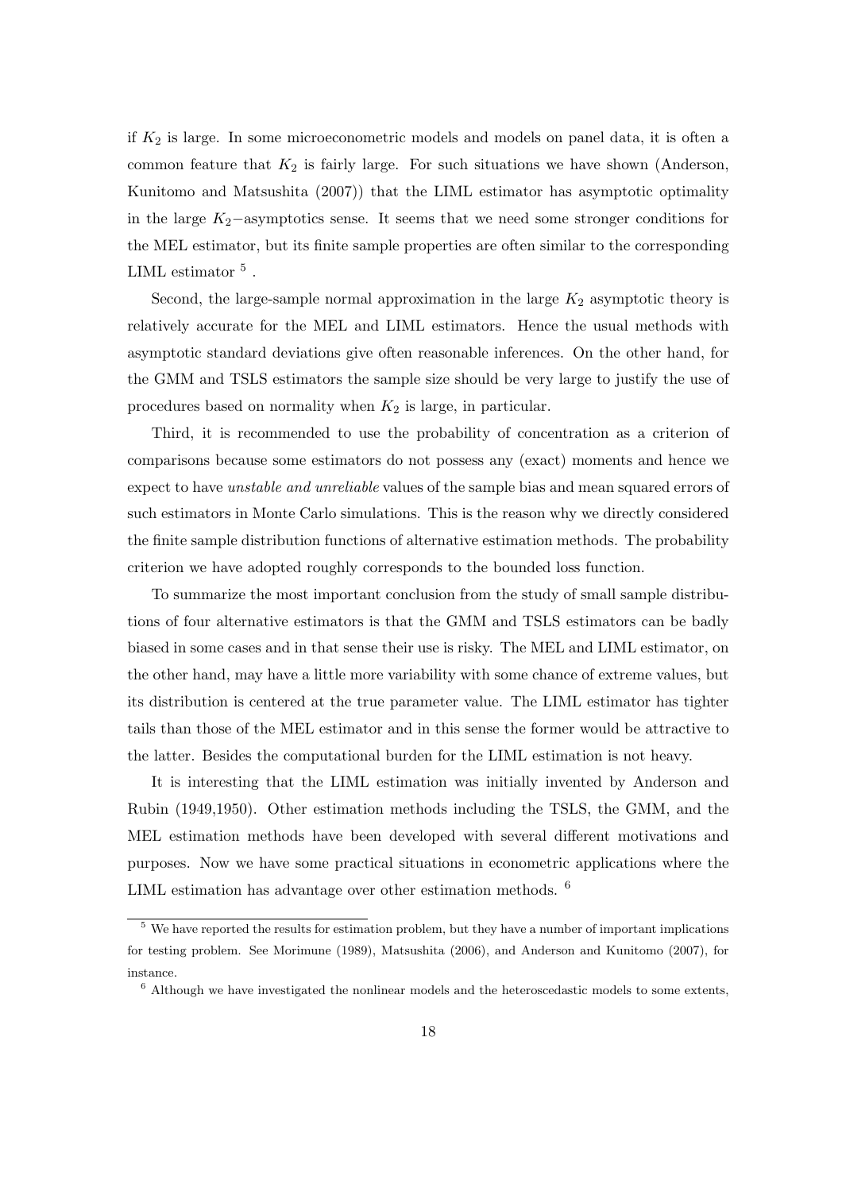if $K_2$ is large. In some microeconometric models and models on panel data, it is often a common feature that $K_2$ is fairly large. For such situations we have shown (Anderson, Kunitomo and Matsushita (2007)) that the LIML estimator has asymptotic optimality in the large $K_2-$asymptotics sense. It seems that we need some stronger conditions for the MEL estimator, but its finite sample properties are often similar to the corresponding LIML estimator [5] .

Second, the large-sample normal approximation in the large $K_2$ asymptotic theory is relatively accurate for the MEL and LIML estimators. Hence the usual methods with asymptotic standard deviations give often reasonable inferences. On the other hand, for the GMM and TSLS estimators the sample size should be very large to justify the use of procedures based on normality when $K_2$ is large, in particular.

Third, it is recommended to use the probability of concentration as a criterion of comparisons because some estimators do not possess any (exact) moments and hence we expect to have *unstable and unreliable* values of the sample bias and mean squared errors of such estimators in Monte Carlo simulations. This is the reason why we directly considered the finite sample distribution functions of alternative estimation methods. The probability criterion we have adopted roughly corresponds to the bounded loss function.

To summarize the most important conclusion from the study of small sample distributions of four alternative estimators is that the GMM and TSLS estimators can be badly biased in some cases and in that sense their use is risky. The MEL and LIML estimator, on the other hand, may have a little more variability with some chance of extreme values, but its distribution is centered at the true parameter value. The LIML estimator has tighter tails than those of the MEL estimator and in this sense the former would be attractive to the latter. Besides the computational burden for the LIML estimation is not heavy.

It is interesting that the LIML estimation was initially invented by Anderson and Rubin (1949,1950). Other estimation methods including the TSLS, the GMM, and the MEL estimation methods have been developed with several different motivations and purposes. Now we have some practical situations in econometric applications where the LIML estimation has advantage over other estimation methods. [6]

---

[5] We have reported the results for estimation problem, but they have a number of important implications for testing problem. See Morimune (1989), Matsushita (2006), and Anderson and Kunitomo (2007), for instance.

[6] Although we have investigated the nonlinear models and the heteroscedastic models to some extents,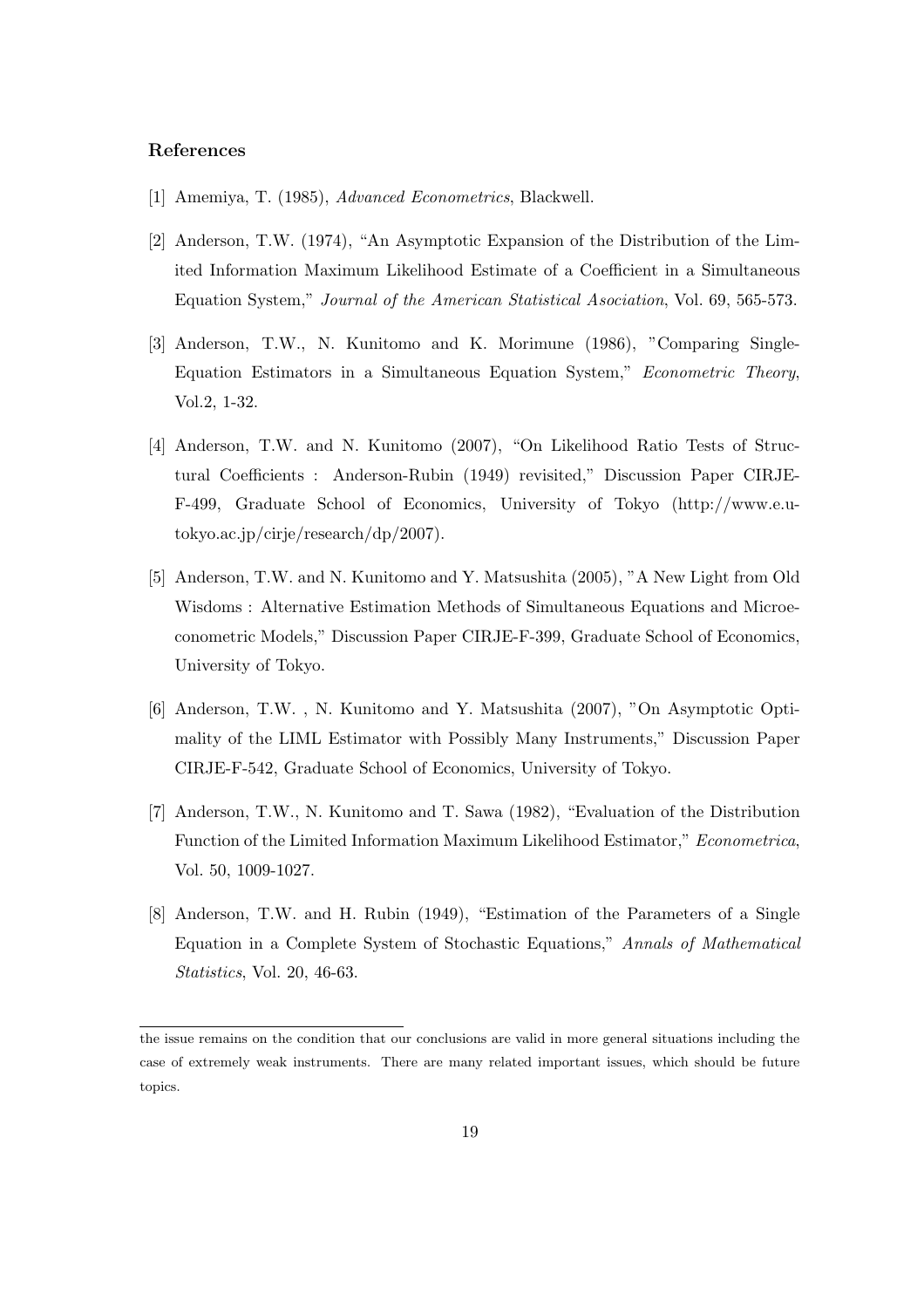### References

[1] Amemiya, T. (1985), *Advanced Econometrics*, Blackwell.

[2] Anderson, T.W. (1974), "An Asymptotic Expansion of the Distribution of the Limited Information Maximum Likelihood Estimate of a Coefficient in a Simultaneous Equation System," *Journal of the American Statistical Asociation*, Vol. 69, 565-573.

[3] Anderson, T.W., N. Kunitomo and K. Morimune (1986), "Comparing Single-Equation Estimators in a Simultaneous Equation System," *Econometric Theory*, Vol.2, 1-32.

[4] Anderson, T.W. and N. Kunitomo (2007), "On Likelihood Ratio Tests of Structural Coefficients : Anderson-Rubin (1949) revisited," Discussion Paper CIRJE-F-499, Graduate School of Economics, University of Tokyo (http://www.e.u-tokyo.ac.jp/cirje/research/dp/2007).

[5] Anderson, T.W. and N. Kunitomo and Y. Matsushita (2005), "A New Light from Old Wisdoms : Alternative Estimation Methods of Simultaneous Equations and Microeconometric Models," Discussion Paper CIRJE-F-399, Graduate School of Economics, University of Tokyo.

[6] Anderson, T.W. , N. Kunitomo and Y. Matsushita (2007), "On Asymptotic Optimality of the LIML Estimator with Possibly Many Instruments," Discussion Paper CIRJE-F-542, Graduate School of Economics, University of Tokyo.

[7] Anderson, T.W., N. Kunitomo and T. Sawa (1982), "Evaluation of the Distribution Function of the Limited Information Maximum Likelihood Estimator," *Econometrica*, Vol. 50, 1009-1027.

[8] Anderson, T.W. and H. Rubin (1949), "Estimation of the Parameters of a Single Equation in a Complete System of Stochastic Equations," *Annals of Mathematical Statistics*, Vol. 20, 46-63.

---

the issue remains on the condition that our conclusions are valid in more general situations including the case of extremely weak instruments. There are many related important issues, which should be future topics.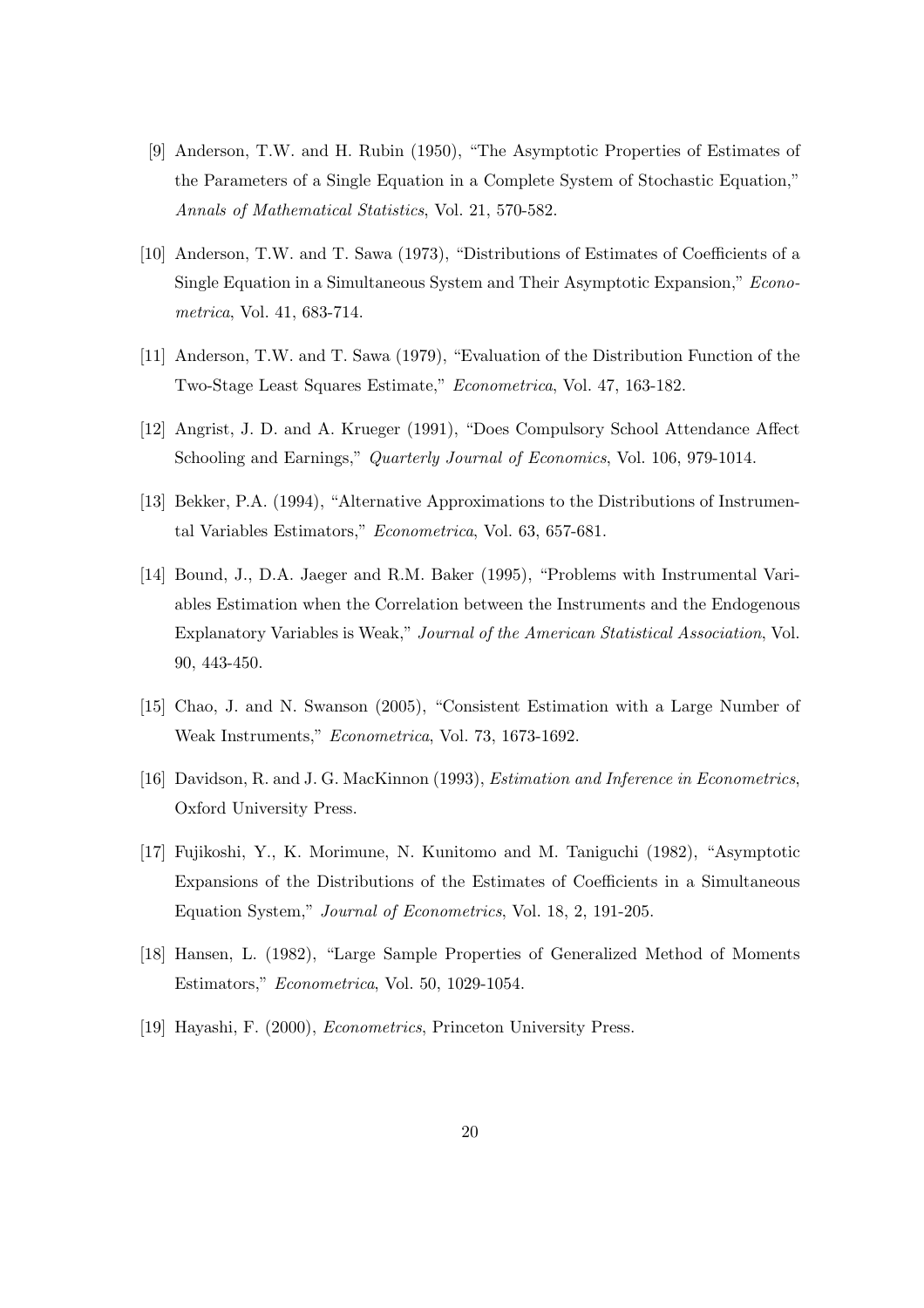[9] Anderson, T.W. and H. Rubin (1950), "The Asymptotic Properties of Estimates of the Parameters of a Single Equation in a Complete System of Stochastic Equation," *Annals of Mathematical Statistics*, Vol. 21, 570-582.

[10] Anderson, T.W. and T. Sawa (1973), "Distributions of Estimates of Coefficients of a Single Equation in a Simultaneous System and Their Asymptotic Expansion," *Econometrica*, Vol. 41, 683-714.

[11] Anderson, T.W. and T. Sawa (1979), "Evaluation of the Distribution Function of the Two-Stage Least Squares Estimate," *Econometrica*, Vol. 47, 163-182.

[12] Angrist, J. D. and A. Krueger (1991), "Does Compulsory School Attendance Affect Schooling and Earnings," *Quarterly Journal of Economics*, Vol. 106, 979-1014.

[13] Bekker, P.A. (1994), "Alternative Approximations to the Distributions of Instrumental Variables Estimators," *Econometrica*, Vol. 63, 657-681.

[14] Bound, J., D.A. Jaeger and R.M. Baker (1995), "Problems with Instrumental Variables Estimation when the Correlation between the Instruments and the Endogenous Explanatory Variables is Weak," *Journal of the American Statistical Association*, Vol. 90, 443-450.

[15] Chao, J. and N. Swanson (2005), "Consistent Estimation with a Large Number of Weak Instruments," *Econometrica*, Vol. 73, 1673-1692.

[16] Davidson, R. and J. G. MacKinnon (1993), *Estimation and Inference in Econometrics*, Oxford University Press.

[17] Fujikoshi, Y., K. Morimune, N. Kunitomo and M. Taniguchi (1982), "Asymptotic Expansions of the Distributions of the Estimates of Coefficients in a Simultaneous Equation System," *Journal of Econometrics*, Vol. 18, 2, 191-205.

[18] Hansen, L. (1982), "Large Sample Properties of Generalized Method of Moments Estimators," *Econometrica*, Vol. 50, 1029-1054.

[19] Hayashi, F. (2000), *Econometrics*, Princeton University Press.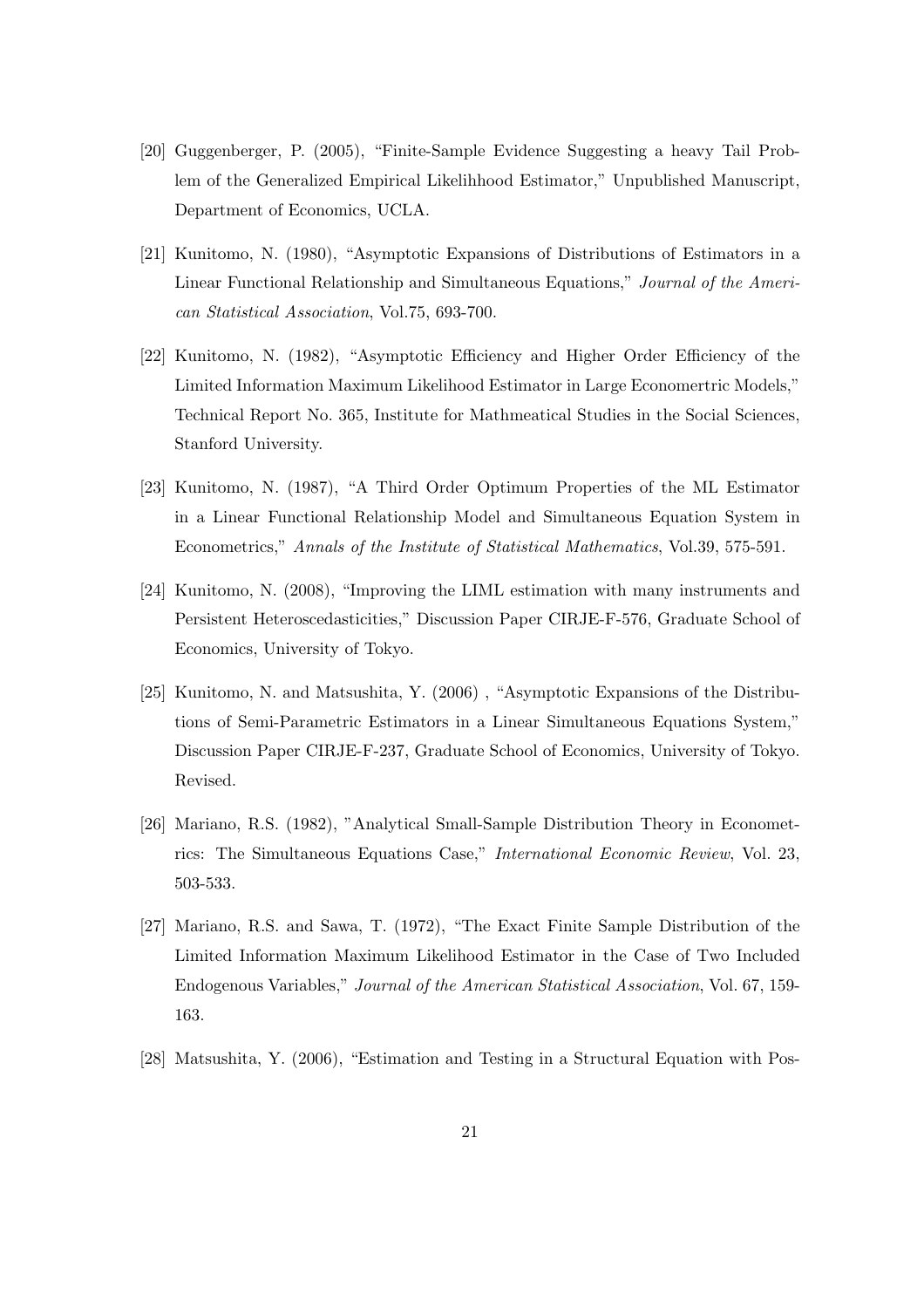[20] Guggenberger, P. (2005), "Finite-Sample Evidence Suggesting a heavy Tail Problem of the Generalized Empirical Likelihhood Estimator," Unpublished Manuscript, Department of Economics, UCLA.

[21] Kunitomo, N. (1980), "Asymptotic Expansions of Distributions of Estimators in a Linear Functional Relationship and Simultaneous Equations," *Journal of the American Statistical Association*, Vol.75, 693-700.

[22] Kunitomo, N. (1982), "Asymptotic Efficiency and Higher Order Efficiency of the Limited Information Maximum Likelihood Estimator in Large Economertric Models," Technical Report No. 365, Institute for Mathmeatical Studies in the Social Sciences, Stanford University.

[23] Kunitomo, N. (1987), "A Third Order Optimum Properties of the ML Estimator in a Linear Functional Relationship Model and Simultaneous Equation System in Econometrics," *Annals of the Institute of Statistical Mathematics*, Vol.39, 575-591.

[24] Kunitomo, N. (2008), "Improving the LIML estimation with many instruments and Persistent Heteroscedasticities," Discussion Paper CIRJE-F-576, Graduate School of Economics, University of Tokyo.

[25] Kunitomo, N. and Matsushita, Y. (2006) , "Asymptotic Expansions of the Distributions of Semi-Parametric Estimators in a Linear Simultaneous Equations System," Discussion Paper CIRJE-F-237, Graduate School of Economics, University of Tokyo. Revised.

[26] Mariano, R.S. (1982), "Analytical Small-Sample Distribution Theory in Econometrics: The Simultaneous Equations Case," *International Economic Review*, Vol. 23, 503-533.

[27] Mariano, R.S. and Sawa, T. (1972), "The Exact Finite Sample Distribution of the Limited Information Maximum Likelihood Estimator in the Case of Two Included Endogenous Variables," *Journal of the American Statistical Association*, Vol. 67, 159-163.

[28] Matsushita, Y. (2006), "Estimation and Testing in a Structural Equation with Pos-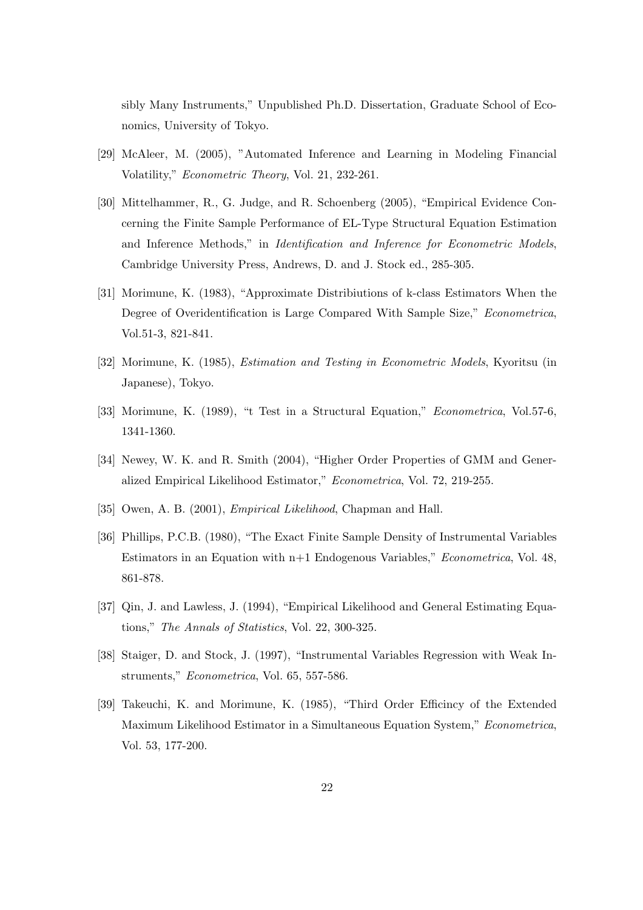sibly Many Instruments," Unpublished Ph.D. Dissertation, Graduate School of Economics, University of Tokyo.

[29] McAleer, M. (2005), "Automated Inference and Learning in Modeling Financial Volatility," *Econometric Theory*, Vol. 21, 232-261.

[30] Mittelhammer, R., G. Judge, and R. Schoenberg (2005), "Empirical Evidence Concerning the Finite Sample Performance of EL-Type Structural Equation Estimation and Inference Methods," in *Identification and Inference for Econometric Models*, Cambridge University Press, Andrews, D. and J. Stock ed., 285-305.

[31] Morimune, K. (1983), "Approximate Distribiutions of k-class Estimators When the Degree of Overidentification is Large Compared With Sample Size," *Econometrica*, Vol.51-3, 821-841.

[32] Morimune, K. (1985), *Estimation and Testing in Econometric Models*, Kyoritsu (in Japanese), Tokyo.

[33] Morimune, K. (1989), "t Test in a Structural Equation," *Econometrica*, Vol.57-6, 1341-1360.

[34] Newey, W. K. and R. Smith (2004), "Higher Order Properties of GMM and Generalized Empirical Likelihood Estimator," *Econometrica*, Vol. 72, 219-255.

[35] Owen, A. B. (2001), *Empirical Likelihood*, Chapman and Hall.

[36] Phillips, P.C.B. (1980), "The Exact Finite Sample Density of Instrumental Variables Estimators in an Equation with n+1 Endogenous Variables," *Econometrica*, Vol. 48, 861-878.

[37] Qin, J. and Lawless, J. (1994), "Empirical Likelihood and General Estimating Equations," *The Annals of Statistics*, Vol. 22, 300-325.

[38] Staiger, D. and Stock, J. (1997), "Instrumental Variables Regression with Weak Instruments," *Econometrica*, Vol. 65, 557-586.

[39] Takeuchi, K. and Morimune, K. (1985), "Third Order Efficincy of the Extended Maximum Likelihood Estimator in a Simultaneous Equation System," *Econometrica*, Vol. 53, 177-200.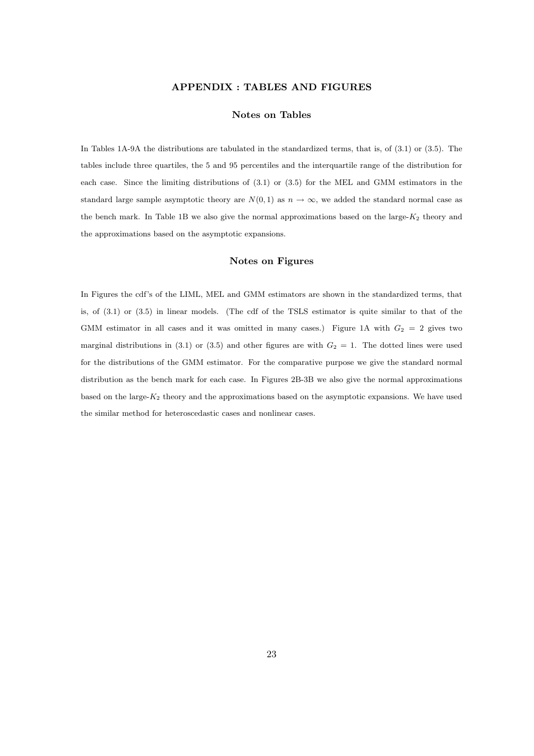# APPENDIX : TABLES AND FIGURES

## Notes on Tables

In Tables 1A-9A the distributions are tabulated in the standardized terms, that is, of (3.1) or (3.5). The tables include three quartiles, the 5 and 95 percentiles and the interquartile range of the distribution for each case. Since the limiting distributions of (3.1) or (3.5) for the MEL and GMM estimators in the standard large sample asymptotic theory are $N(0,1)$ as $n \to \infty$, we added the standard normal case as the bench mark. In Table 1B we also give the normal approximations based on the large-$K_2$ theory and the approximations based on the asymptotic expansions.

## Notes on Figures

In Figures the cdf's of the LIML, MEL and GMM estimators are shown in the standardized terms, that is, of (3.1) or (3.5) in linear models. (The cdf of the TSLS estimator is quite similar to that of the GMM estimator in all cases and it was omitted in many cases.) Figure 1A with $G_2 = 2$ gives two marginal distributions in (3.1) or (3.5) and other figures are with $G_2 = 1$. The dotted lines were used for the distributions of the GMM estimator. For the comparative purpose we give the standard normal distribution as the bench mark for each case. In Figures 2B-3B we also give the normal approximations based on the large-$K_2$ theory and the approximations based on the asymptotic expansions. We have used the similar method for heteroscedastic cases and nonlinear cases.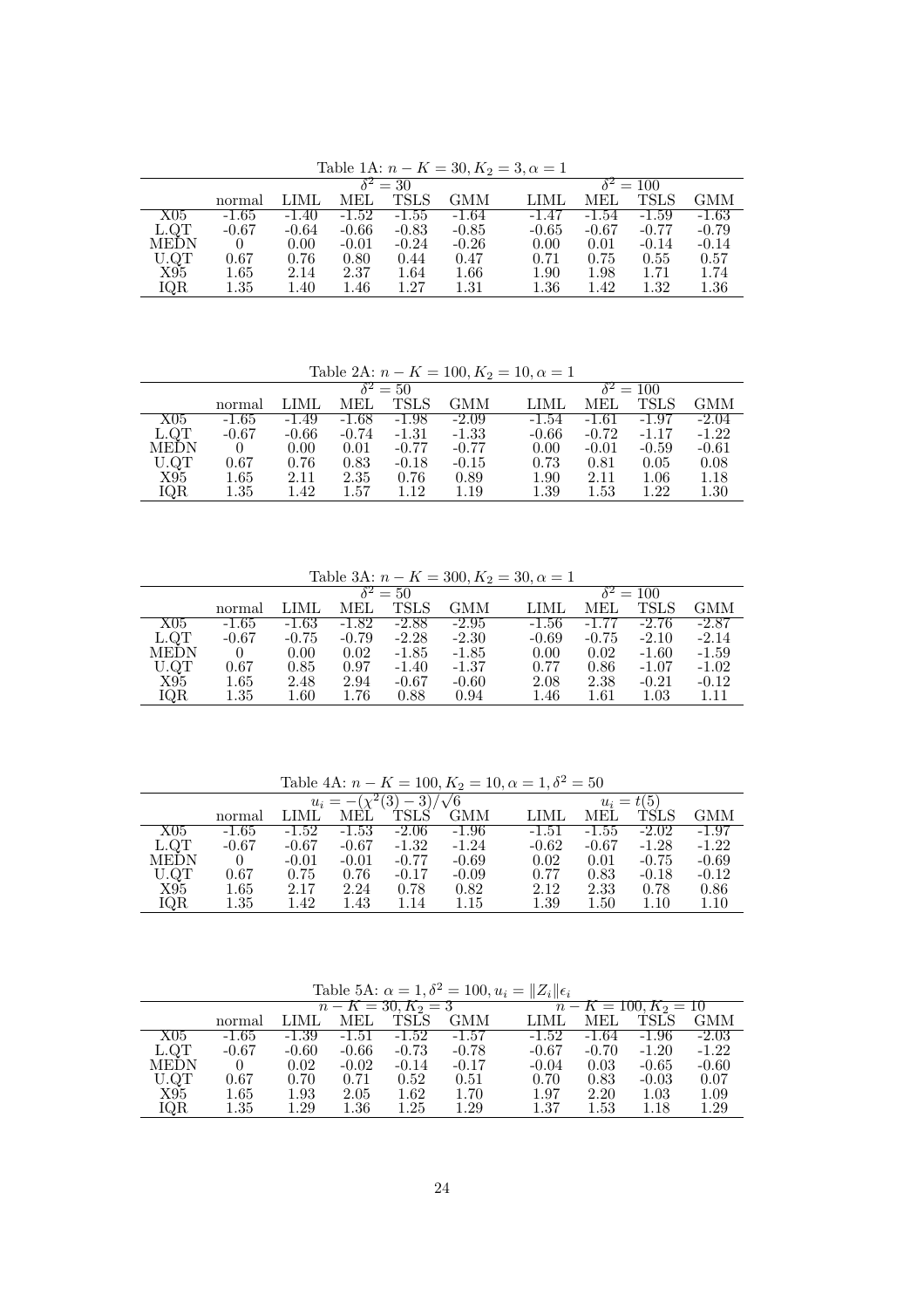Table 1A: $n-K=30, K_2=3, \alpha=1$

| | | $\delta^2=30$ | | | | $\delta^2=100$ | | | |
|---|---|---|---|---|---|---|---|---|---|
| | normal | LIML | MEL | TSLS | GMM | LIML | MEL | TSLS | GMM |
| X05 | -1.65 | -1.40 | -1.52 | -1.55 | -1.64 | -1.47 | -1.54 | -1.59 | -1.63 |
| L.QT | -0.67 | -0.64 | -0.66 | -0.83 | -0.85 | -0.65 | -0.67 | -0.77 | -0.79 |
| MEDN | 0 | 0.00 | -0.01 | -0.24 | -0.26 | 0.00 | 0.01 | -0.14 | -0.14 |
| U.QT | 0.67 | 0.76 | 0.80 | 0.44 | 0.47 | 0.71 | 0.75 | 0.55 | 0.57 |
| X95 | 1.65 | 2.14 | 2.37 | 1.64 | 1.66 | 1.90 | 1.98 | 1.71 | 1.74 |
| IQR | 1.35 | 1.40 | 1.46 | 1.27 | 1.31 | 1.36 | 1.42 | 1.32 | 1.36 |

Table 2A: $n-K=100, K_2=10, \alpha=1$

| | | $\delta^2=50$ | | | | $\delta^2=100$ | | | |
|---|---|---|---|---|---|---|---|---|---|
| | normal | LIML | MEL | TSLS | GMM | LIML | MEL | TSLS | GMM |
| X05 | -1.65 | -1.49 | -1.68 | -1.98 | -2.09 | -1.54 | -1.61 | -1.97 | -2.04 |
| L.QT | -0.67 | -0.66 | -0.74 | -1.31 | -1.33 | -0.66 | -0.72 | -1.17 | -1.22 |
| MEDN | 0 | 0.00 | 0.01 | -0.77 | -0.77 | 0.00 | -0.01 | -0.59 | -0.61 |
| U.QT | 0.67 | 0.76 | 0.83 | -0.18 | -0.15 | 0.73 | 0.81 | 0.05 | 0.08 |
| X95 | 1.65 | 2.11 | 2.35 | 0.76 | 0.89 | 1.90 | 2.11 | 1.06 | 1.18 |
| IQR | 1.35 | 1.42 | 1.57 | 1.12 | 1.19 | 1.39 | 1.53 | 1.22 | 1.30 |

Table 3A: $n-K=300, K_2=30, \alpha=1$

| | | $\delta^2=50$ | | | | $\delta^2=100$ | | | |
|---|---|---|---|---|---|---|---|---|---|
| | normal | LIML | MEL | TSLS | GMM | LIML | MEL | TSLS | GMM |
| X05 | -1.65 | -1.63 | -1.82 | -2.88 | -2.95 | -1.56 | -1.77 | -2.76 | -2.87 |
| L.QT | -0.67 | -0.75 | -0.79 | -2.28 | -2.30 | -0.69 | -0.75 | -2.10 | -2.14 |
| MEDN | 0 | 0.00 | 0.02 | -1.85 | -1.85 | 0.00 | 0.02 | -1.60 | -1.59 |
| U.QT | 0.67 | 0.85 | 0.97 | -1.40 | -1.37 | 0.77 | 0.86 | -1.07 | -1.02 |
| X95 | 1.65 | 2.48 | 2.94 | -0.67 | -0.60 | 2.08 | 2.38 | -0.21 | -0.12 |
| IQR | 1.35 | 1.60 | 1.76 | 0.88 | 0.94 | 1.46 | 1.61 | 1.03 | 1.11 |

Table 4A: $n-K=100, K_2=10, \alpha=1, \delta^2=50$

| | | $u_i=-(\chi^2(3)-3)/\sqrt{6}$ | | | | $u_i=t(5)$ | | | |
|---|---|---|---|---|---|---|---|---|---|
| | normal | LIML | MEL | TSLS | GMM | LIML | MEL | TSLS | GMM |
| X05 | -1.65 | -1.52 | -1.53 | -2.06 | -1.96 | -1.51 | -1.55 | -2.02 | -1.97 |
| L.QT | -0.67 | -0.67 | -0.67 | -1.32 | -1.24 | -0.62 | -0.67 | -1.28 | -1.22 |
| MEDN | 0 | -0.01 | -0.01 | -0.77 | -0.69 | 0.02 | 0.01 | -0.75 | -0.69 |
| U.QT | 0.67 | 0.75 | 0.76 | -0.17 | -0.09 | 0.77 | 0.83 | -0.18 | -0.12 |
| X95 | 1.65 | 2.17 | 2.24 | 0.78 | 0.82 | 2.12 | 2.33 | 0.78 | 0.86 |
| IQR | 1.35 | 1.42 | 1.43 | 1.14 | 1.15 | 1.39 | 1.50 | 1.10 | 1.10 |

Table 5A: $\alpha=1, \delta^2=100, u_i=\|Z_i\|\epsilon_i$

| | | $n-K=30, K_2=3$ | | | | $n-K=100, K_2=10$ | | | |
|---|---|---|---|---|---|---|---|---|---|
| | normal | LIML | MEL | TSLS | GMM | LIML | MEL | TSLS | GMM |
| X05 | -1.65 | -1.39 | -1.51 | -1.52 | -1.57 | -1.52 | -1.64 | -1.96 | -2.03 |
| L.QT | -0.67 | -0.60 | -0.66 | -0.73 | -0.78 | -0.67 | -0.70 | -1.20 | -1.22 |
| MEDN | 0 | 0.02 | -0.02 | -0.14 | -0.17 | -0.04 | 0.03 | -0.65 | -0.60 |
| U.QT | 0.67 | 0.70 | 0.71 | 0.52 | 0.51 | 0.70 | 0.83 | -0.03 | 0.07 |
| X95 | 1.65 | 1.93 | 2.05 | 1.62 | 1.70 | 1.97 | 2.20 | 1.03 | 1.09 |
| IQR | 1.35 | 1.29 | 1.36 | 1.25 | 1.29 | 1.37 | 1.53 | 1.18 | 1.29 |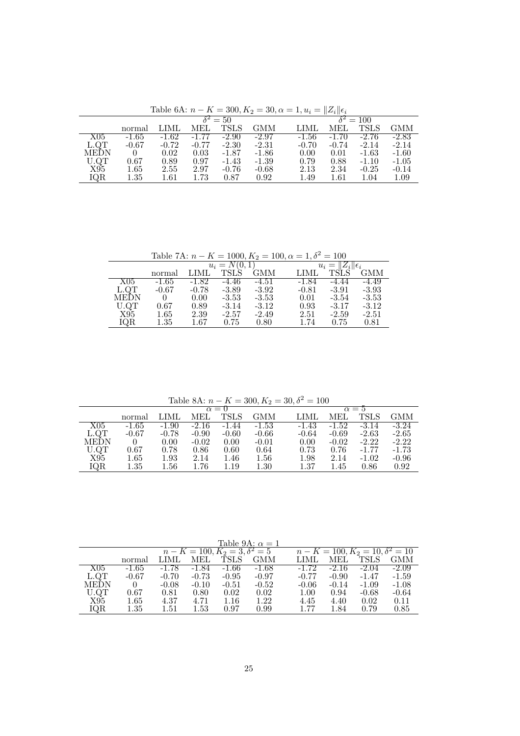Table 6A: $n-K=300, K_2=30, \alpha=1, u_i=\|Z_i\|\epsilon_i$

| | | $\delta^2=50$ | | | | $\delta^2=100$ | | | |
|---|---|---|---|---|---|---|---|---|---|
| | normal | LIML | MEL | TSLS | GMM | LIML | MEL | TSLS | GMM |
| X05 | -1.65 | -1.62 | -1.77 | -2.90 | -2.97 | -1.56 | -1.70 | -2.76 | -2.83 |
| L.QT | -0.67 | -0.72 | -0.77 | -2.30 | -2.31 | -0.70 | -0.74 | -2.14 | -2.14 |
| MEDN | 0 | 0.02 | 0.03 | -1.87 | -1.86 | 0.00 | 0.01 | -1.63 | -1.60 |
| U.QT | 0.67 | 0.89 | 0.97 | -1.43 | -1.39 | 0.79 | 0.88 | -1.10 | -1.05 |
| X95 | 1.65 | 2.55 | 2.97 | -0.76 | -0.68 | 2.13 | 2.34 | -0.25 | -0.14 |
| IQR | 1.35 | 1.61 | 1.73 | 0.87 | 0.92 | 1.49 | 1.61 | 1.04 | 1.09 |

Table 7A: $n-K=1000, K_2=100, \alpha=1, \delta^2=100$

| | | $u_i=N(0,1)$ | | | $u_i=\|Z_i\|\epsilon_i$ | | |
|---|---|---|---|---|---|---|---|
| | normal | LIML | TSLS | GMM | LIML | TSLS | GMM |
| X05 | -1.65 | -1.82 | -4.46 | -4.51 | -1.84 | -4.44 | -4.49 |
| L.QT | -0.67 | -0.78 | -3.89 | -3.92 | -0.81 | -3.91 | -3.93 |
| MEDN | 0 | 0.00 | -3.53 | -3.53 | 0.01 | -3.54 | -3.53 |
| U.QT | 0.67 | 0.89 | -3.14 | -3.12 | 0.93 | -3.17 | -3.12 |
| X95 | 1.65 | 2.39 | -2.57 | -2.49 | 2.51 | -2.59 | -2.51 |
| IQR | 1.35 | 1.67 | 0.75 | 0.80 | 1.74 | 0.75 | 0.81 |

Table 8A: $n-K=300, K_2=30, \delta^2=100$

| | | $\alpha=0$ | | | | $\alpha=5$ | | | |
|---|---|---|---|---|---|---|---|---|---|
| | normal | LIML | MEL | TSLS | GMM | LIML | MEL | TSLS | GMM |
| X05 | -1.65 | -1.90 | -2.16 | -1.44 | -1.53 | -1.43 | -1.52 | -3.14 | -3.24 |
| L.QT | -0.67 | -0.78 | -0.90 | -0.60 | -0.66 | -0.64 | -0.69 | -2.63 | -2.65 |
| MEDN | 0 | 0.00 | -0.02 | 0.00 | -0.01 | 0.00 | -0.02 | -2.22 | -2.22 |
| U.QT | 0.67 | 0.78 | 0.86 | 0.60 | 0.64 | 0.73 | 0.76 | -1.77 | -1.73 |
| X95 | 1.65 | 1.93 | 2.14 | 1.46 | 1.56 | 1.98 | 2.14 | -1.02 | -0.96 |
| IQR | 1.35 | 1.56 | 1.76 | 1.19 | 1.30 | 1.37 | 1.45 | 0.86 | 0.92 |

Table 9A: $\alpha=1$

| | | $n-K=100, K_2=3, \delta^2=5$ | | | | $n-K=100, K_2=10, \delta^2=10$ | | | |
|---|---|---|---|---|---|---|---|---|---|
| | normal | LIML | MEL | TSLS | GMM | LIML | MEL | TSLS | GMM |
| X05 | -1.65 | -1.78 | -1.84 | -1.66 | -1.68 | -1.72 | -2.16 | -2.04 | -2.09 |
| L.QT | -0.67 | -0.70 | -0.73 | -0.95 | -0.97 | -0.77 | -0.90 | -1.47 | -1.59 |
| MEDN | 0 | -0.08 | -0.10 | -0.51 | -0.52 | -0.06 | -0.14 | -1.09 | -1.08 |
| U.QT | 0.67 | 0.81 | 0.80 | 0.02 | 0.02 | 1.00 | 0.94 | -0.68 | -0.64 |
| X95 | 1.65 | 4.37 | 4.71 | 1.16 | 1.22 | 4.45 | 4.40 | 0.02 | 0.11 |
| IQR | 1.35 | 1.51 | 1.53 | 0.97 | 0.99 | 1.77 | 1.84 | 0.79 | 0.85 |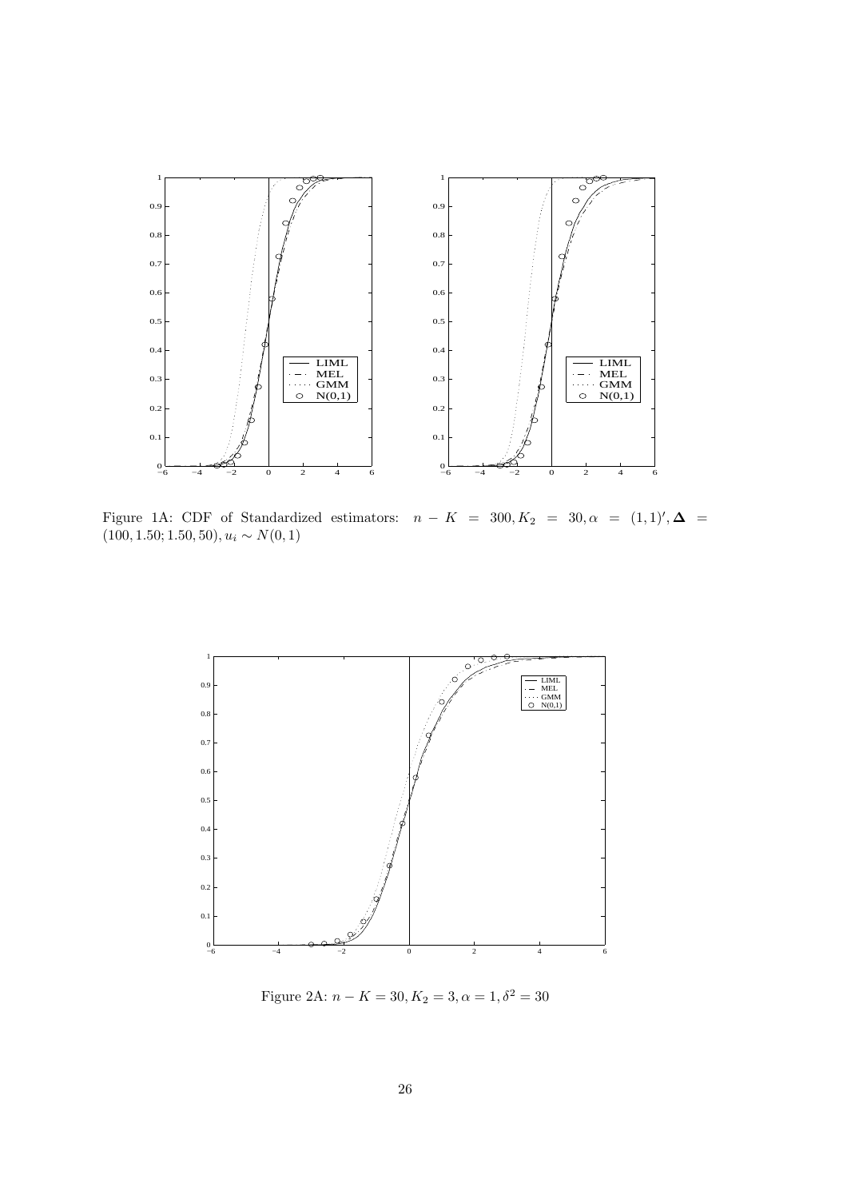Figure 1A: CDF of Standardized estimators: $n - K = 300, K_2 = 30, \alpha = (1,1)', \mathbf{\Delta} = (100, 1.50; 1.50, 50), u_i \sim N(0,1)$

Figure 2A: $n - K = 30, K_2 = 3, \alpha = 1, \delta^2 = 30$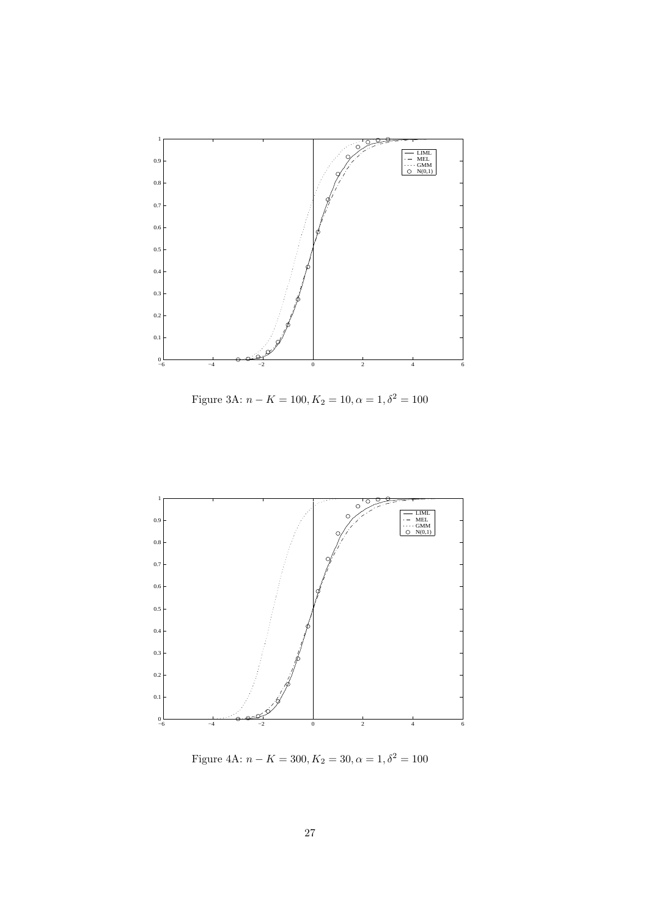Figure 3A: $n - K = 100, K_2 = 10, \alpha = 1, \delta^2 = 100$

Figure 4A: $n - K = 300, K_2 = 30, \alpha = 1, \delta^2 = 100$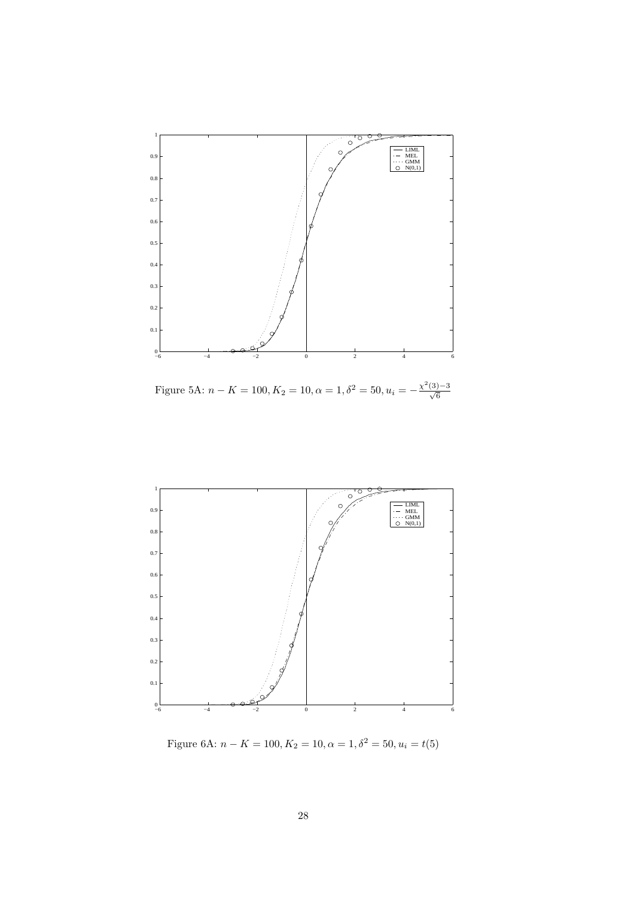Figure 5A: $n - K = 100, K_2 = 10, \alpha = 1, \delta^2 = 50, u_i = -\frac{\chi^2(3)-3}{\sqrt{6}}$

Figure 6A: $n - K = 100, K_2 = 10, \alpha = 1, \delta^2 = 50, u_i = t(5)$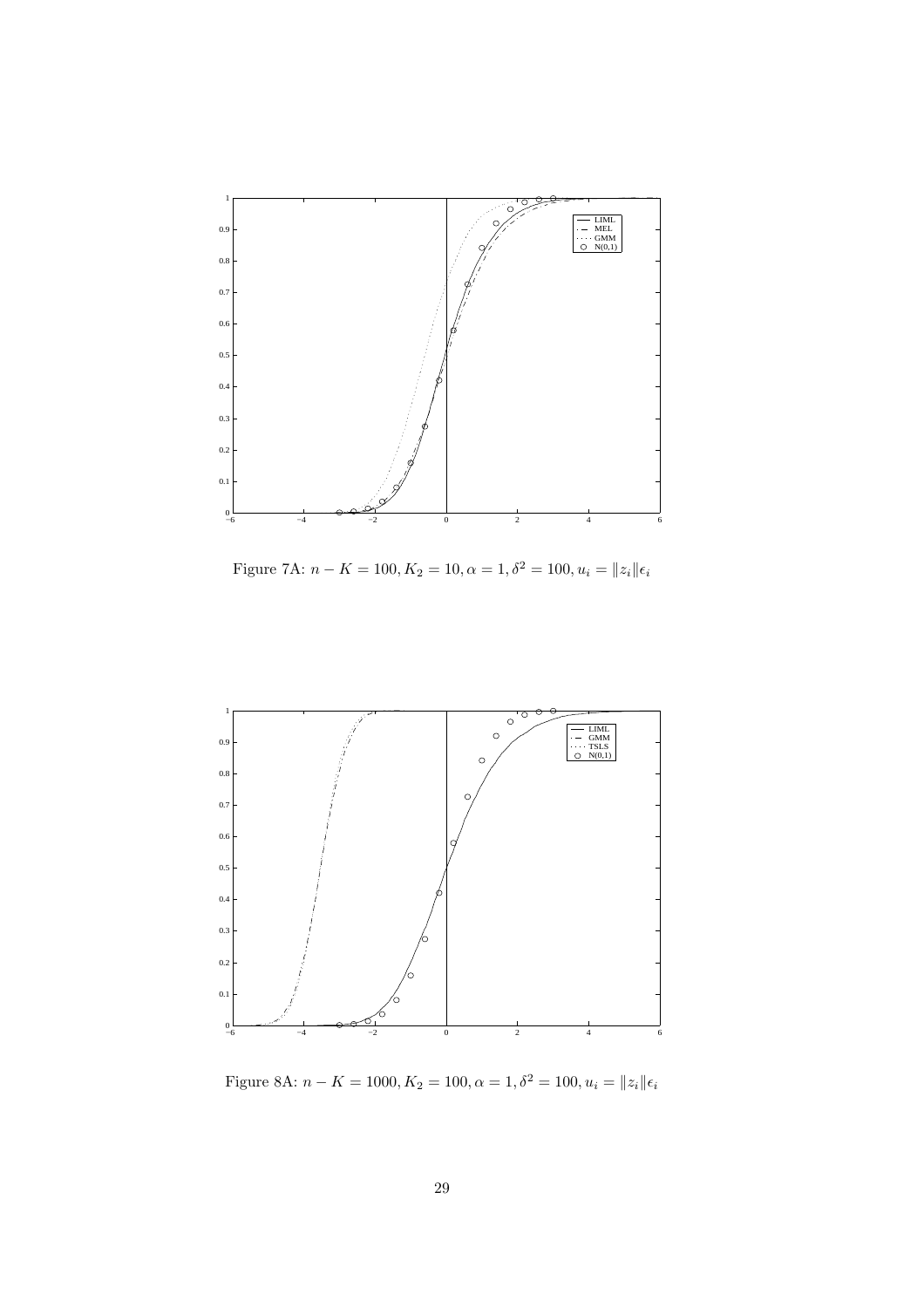Figure 7A: $n - K = 100, K_2 = 10, \alpha = 1, \delta^2 = 100, u_i = \|z_i\|\epsilon_i$

Figure 8A: $n - K = 1000, K_2 = 100, \alpha = 1, \delta^2 = 100, u_i = \|z_i\|\epsilon_i$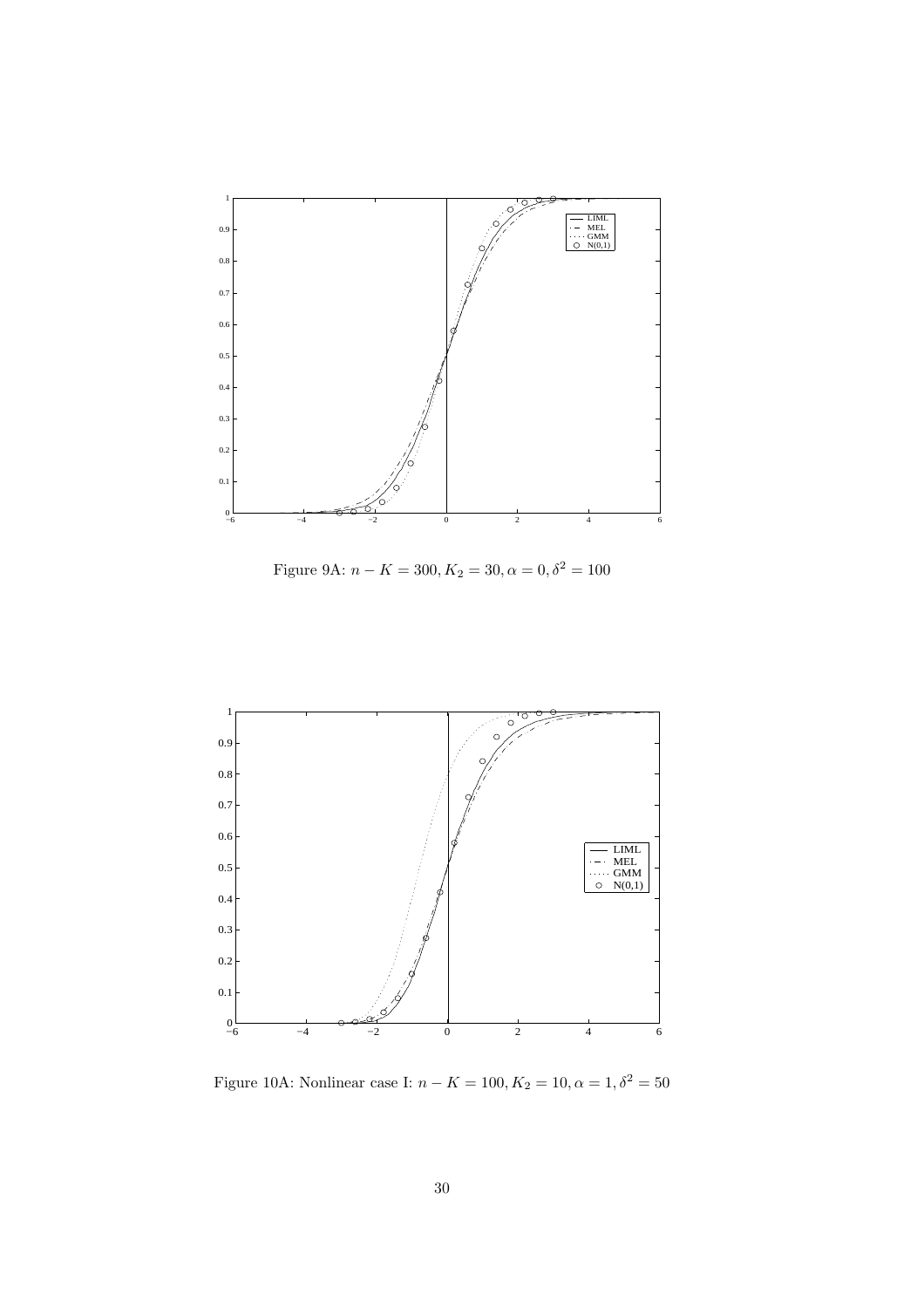Figure 9A: $n - K = 300, K_2 = 30, \alpha = 0, \delta^2 = 100$

Figure 10A: Nonlinear case I: $n - K = 100, K_2 = 10, \alpha = 1, \delta^2 = 50$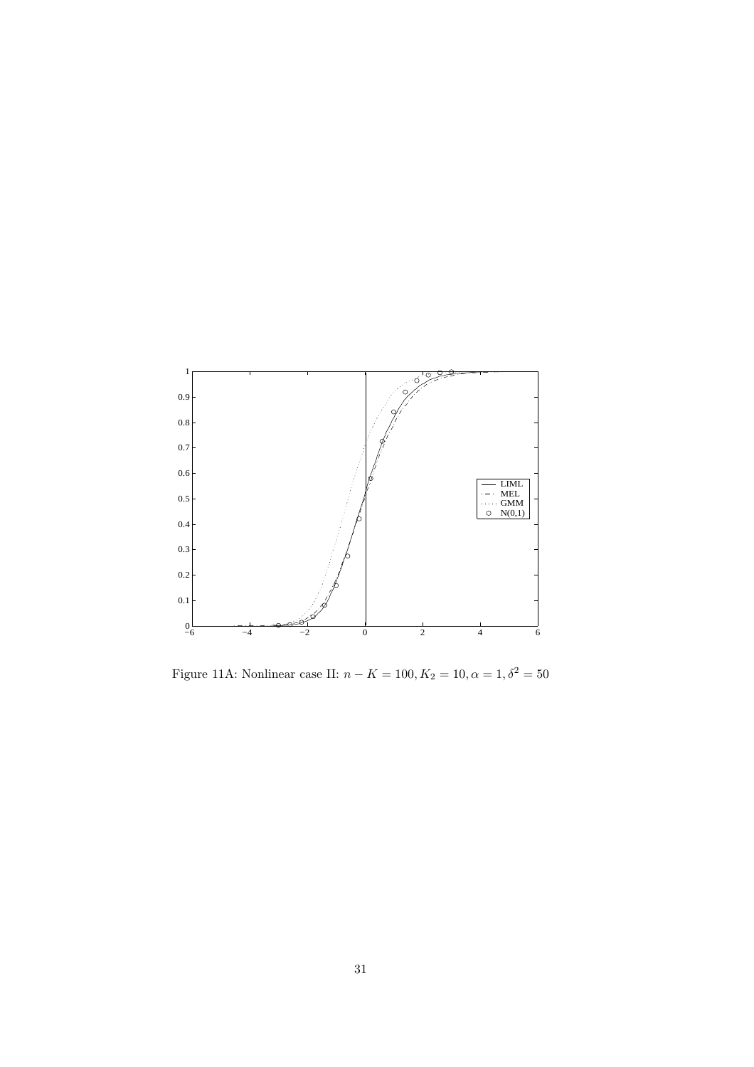Figure 11A: Nonlinear case II: $n - K = 100, K_2 = 10, \alpha = 1, \delta^2 = 50$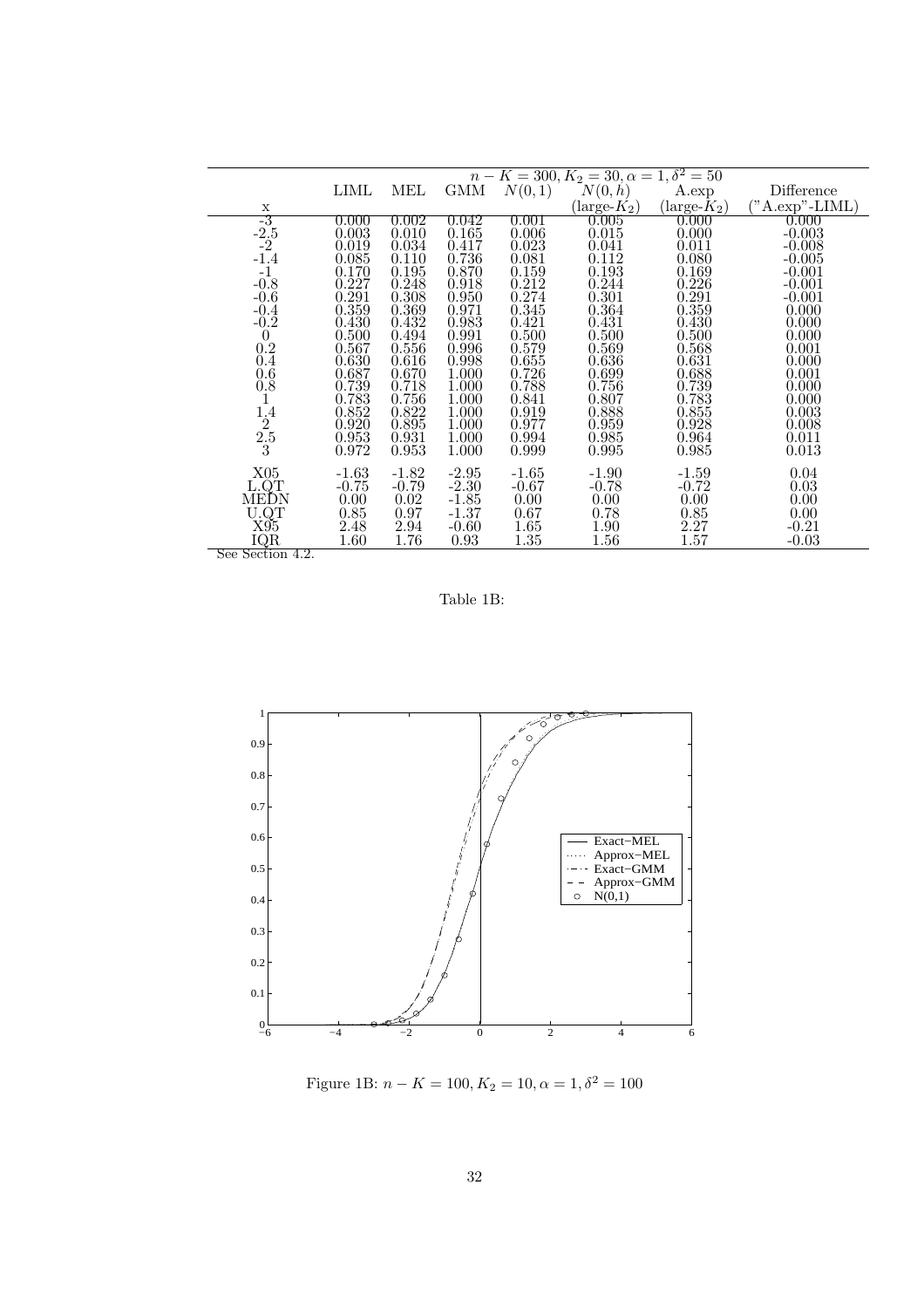| | $n-K=300, K_2=30, \alpha=1, \delta^2=50$ | | | | | | |
|---|---|---|---|---|---|---|---|
| | LIML | MEL | GMM | $N(0,1)$ | $N(0,h)$ | A.exp | Difference |
| x | | | | | (large-$K_2$) | (large-$K_2$) | ("A.exp"-LIML) |
| -3 | 0.000 | 0.002 | 0.042 | 0.001 | 0.005 | 0.000 | 0.000 |
| -2.5 | 0.003 | 0.010 | 0.165 | 0.006 | 0.015 | 0.000 | -0.003 |
| -2 | 0.019 | 0.034 | 0.417 | 0.023 | 0.041 | 0.011 | -0.008 |
| -1.4 | 0.085 | 0.110 | 0.736 | 0.081 | 0.112 | 0.080 | -0.005 |
| -1 | 0.170 | 0.195 | 0.870 | 0.159 | 0.193 | 0.169 | -0.001 |
| -0.8 | 0.227 | 0.248 | 0.918 | 0.212 | 0.244 | 0.226 | -0.001 |
| -0.6 | 0.291 | 0.308 | 0.950 | 0.274 | 0.301 | 0.291 | -0.001 |
| -0.4 | 0.359 | 0.369 | 0.971 | 0.345 | 0.364 | 0.359 | 0.000 |
| -0.2 | 0.430 | 0.432 | 0.983 | 0.421 | 0.431 | 0.430 | 0.000 |
| 0 | 0.500 | 0.494 | 0.991 | 0.500 | 0.500 | 0.500 | 0.000 |
| 0.2 | 0.567 | 0.556 | 0.996 | 0.579 | 0.569 | 0.568 | 0.001 |
| 0.4 | 0.630 | 0.616 | 0.998 | 0.655 | 0.636 | 0.631 | 0.000 |
| 0.6 | 0.687 | 0.670 | 1.000 | 0.726 | 0.699 | 0.688 | 0.001 |
| 0.8 | 0.739 | 0.718 | 1.000 | 0.788 | 0.756 | 0.739 | 0.000 |
| 1 | 0.783 | 0.756 | 1.000 | 0.841 | 0.807 | 0.783 | 0.000 |
| 1.4 | 0.852 | 0.822 | 1.000 | 0.919 | 0.888 | 0.855 | 0.003 |
| 2 | 0.920 | 0.895 | 1.000 | 0.977 | 0.959 | 0.928 | 0.008 |
| 2.5 | 0.953 | 0.931 | 1.000 | 0.994 | 0.985 | 0.964 | 0.011 |
| 3 | 0.972 | 0.953 | 1.000 | 0.999 | 0.995 | 0.985 | 0.013 |
| X05 | -1.63 | -1.82 | -2.95 | -1.65 | -1.90 | -1.59 | 0.04 |
| L.QT | -0.75 | -0.79 | -2.30 | -0.67 | -0.78 | -0.72 | 0.03 |
| MEDN | 0.00 | 0.02 | -1.85 | 0.00 | 0.00 | 0.00 | 0.00 |
| U.QT | 0.85 | 0.97 | -1.37 | 0.67 | 0.78 | 0.85 | 0.00 |
| X95 | 2.48 | 2.94 | -0.60 | 1.65 | 1.90 | 2.27 | -0.21 |
| IQR | 1.60 | 1.76 | 0.93 | 1.35 | 1.56 | 1.57 | -0.03 |

See Section 4.2.

Table 1B:

Figure 1B: $n-K=100, K_2=10, \alpha=1, \delta^2=100$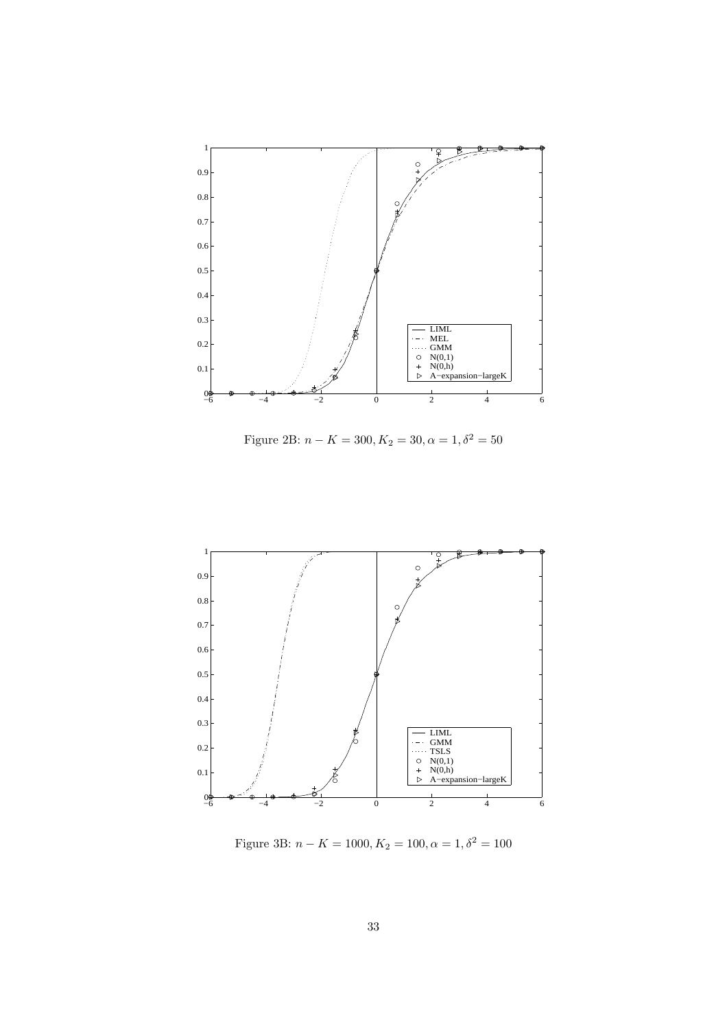1
0.9
0.8
0.7
0.6
0.5
0.4
0.3
0.2
0.1
0
−6 −4 −2 0 2 4 6

LIML
MEL
GMM
N(0,1)
N(0,h)
A−expansion−largeK

Figure 2B: $n - K = 300, K_2 = 30, \alpha = 1, \delta^2 = 50$

1
0.9
0.8
0.7
0.6
0.5
0.4
0.3
0.2
0.1
0
−6 −4 −2 0 2 4 6

LIML
GMM
TSLS
N(0,1)
N(0,h)
A−expansion−largeK

Figure 3B: $n - K = 1000, K_2 = 100, \alpha = 1, \delta^2 = 100$